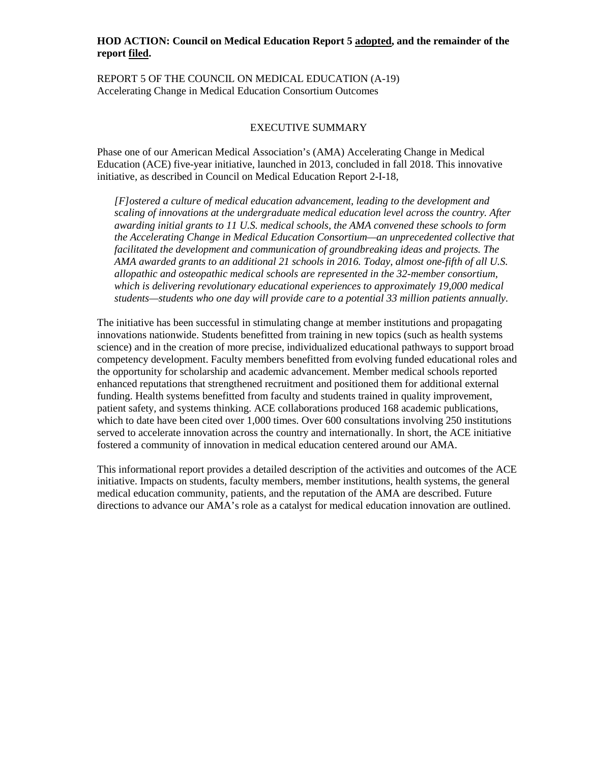**HOD ACTION: Council on Medical Education Report 5 adopted, and the remainder of the report filed.**

REPORT 5 OF THE COUNCIL ON MEDICAL EDUCATION (A-19)
Accelerating Change in Medical Education Consortium Outcomes

## EXECUTIVE SUMMARY

Phase one of our American Medical Association's (AMA) Accelerating Change in Medical Education (ACE) five-year initiative, launched in 2013, concluded in fall 2018. This innovative initiative, as described in Council on Medical Education Report 2-I-18,

> *[F]ostered a culture of medical education advancement, leading to the development and scaling of innovations at the undergraduate medical education level across the country. After awarding initial grants to 11 U.S. medical schools, the AMA convened these schools to form the Accelerating Change in Medical Education Consortium—an unprecedented collective that facilitated the development and communication of groundbreaking ideas and projects. The AMA awarded grants to an additional 21 schools in 2016. Today, almost one-fifth of all U.S. allopathic and osteopathic medical schools are represented in the 32-member consortium, which is delivering revolutionary educational experiences to approximately 19,000 medical students—students who one day will provide care to a potential 33 million patients annually.*

The initiative has been successful in stimulating change at member institutions and propagating innovations nationwide. Students benefitted from training in new topics (such as health systems science) and in the creation of more precise, individualized educational pathways to support broad competency development. Faculty members benefitted from evolving funded educational roles and the opportunity for scholarship and academic advancement. Member medical schools reported enhanced reputations that strengthened recruitment and positioned them for additional external funding. Health systems benefitted from faculty and students trained in quality improvement, patient safety, and systems thinking. ACE collaborations produced 168 academic publications, which to date have been cited over 1,000 times. Over 600 consultations involving 250 institutions served to accelerate innovation across the country and internationally. In short, the ACE initiative fostered a community of innovation in medical education centered around our AMA.

This informational report provides a detailed description of the activities and outcomes of the ACE initiative. Impacts on students, faculty members, member institutions, health systems, the general medical education community, patients, and the reputation of the AMA are described. Future directions to advance our AMA's role as a catalyst for medical education innovation are outlined.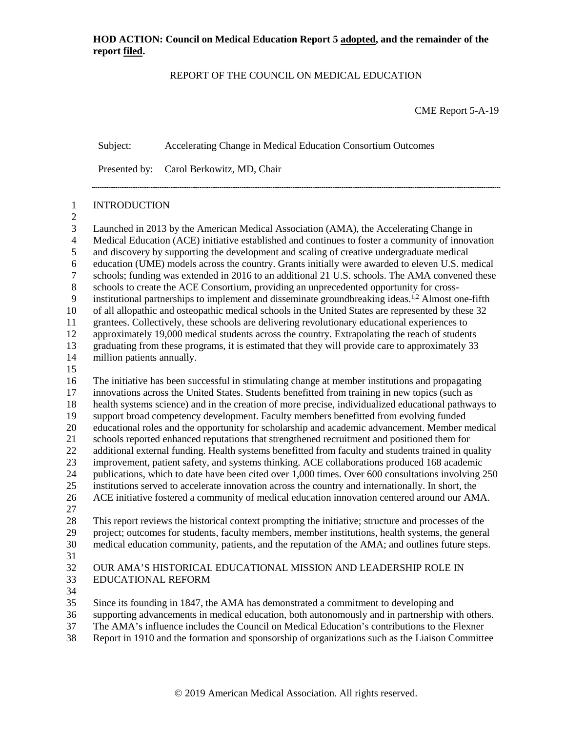**HOD ACTION: Council on Medical Education Report 5 adopted, and the remainder of the report filed.**

REPORT OF THE COUNCIL ON MEDICAL EDUCATION

CME Report 5-A-19

Subject: Accelerating Change in Medical Education Consortium Outcomes

Presented by: Carol Berkowitz, MD, Chair

## INTRODUCTION

Launched in 2013 by the American Medical Association (AMA), the Accelerating Change in Medical Education (ACE) initiative established and continues to foster a community of innovation and discovery by supporting the development and scaling of creative undergraduate medical education (UME) models across the country. Grants initially were awarded to eleven U.S. medical schools; funding was extended in 2016 to an additional 21 U.S. schools. The AMA convened these schools to create the ACE Consortium, providing an unprecedented opportunity for cross-institutional partnerships to implement and disseminate groundbreaking ideas.[1,2] Almost one-fifth of all allopathic and osteopathic medical schools in the United States are represented by these 32 grantees. Collectively, these schools are delivering revolutionary educational experiences to approximately 19,000 medical students across the country. Extrapolating the reach of students graduating from these programs, it is estimated that they will provide care to approximately 33 million patients annually.

The initiative has been successful in stimulating change at member institutions and propagating innovations across the United States. Students benefitted from training in new topics (such as health systems science) and in the creation of more precise, individualized educational pathways to support broad competency development. Faculty members benefitted from evolving funded educational roles and the opportunity for scholarship and academic advancement. Member medical schools reported enhanced reputations that strengthened recruitment and positioned them for additional external funding. Health systems benefitted from faculty and students trained in quality improvement, patient safety, and systems thinking. ACE collaborations produced 168 academic publications, which to date have been cited over 1,000 times. Over 600 consultations involving 250 institutions served to accelerate innovation across the country and internationally. In short, the ACE initiative fostered a community of medical education innovation centered around our AMA.

This report reviews the historical context prompting the initiative; structure and processes of the project; outcomes for students, faculty members, member institutions, health systems, the general medical education community, patients, and the reputation of the AMA; and outlines future steps.

## OUR AMA'S HISTORICAL EDUCATIONAL MISSION AND LEADERSHIP ROLE IN EDUCATIONAL REFORM

Since its founding in 1847, the AMA has demonstrated a commitment to developing and supporting advancements in medical education, both autonomously and in partnership with others. The AMA's influence includes the Council on Medical Education's contributions to the Flexner Report in 1910 and the formation and sponsorship of organizations such as the Liaison Committee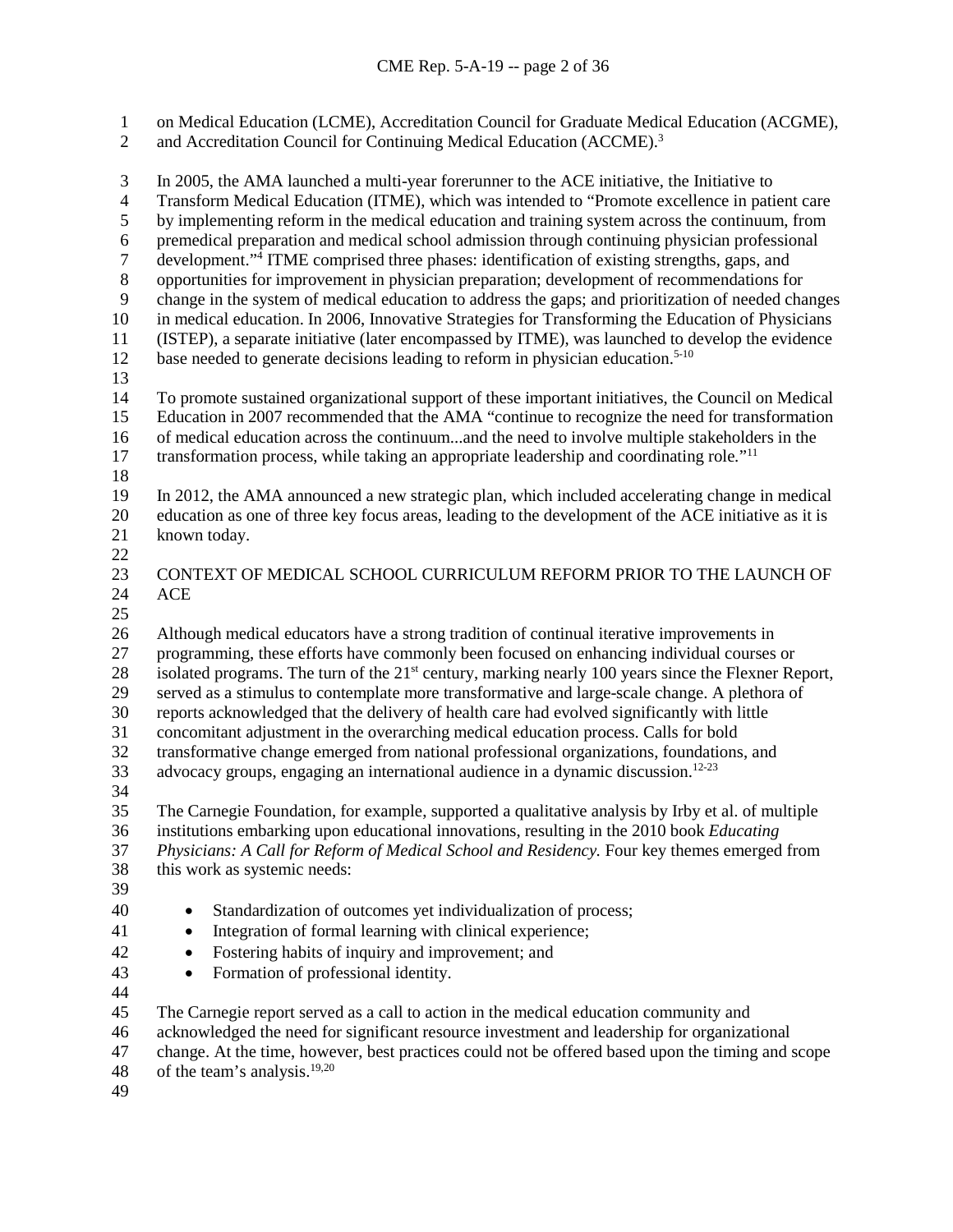on Medical Education (LCME), Accreditation Council for Graduate Medical Education (ACGME), and Accreditation Council for Continuing Medical Education (ACCME).[3]

In 2005, the AMA launched a multi-year forerunner to the ACE initiative, the Initiative to Transform Medical Education (ITME), which was intended to "Promote excellence in patient care by implementing reform in the medical education and training system across the continuum, from premedical preparation and medical school admission through continuing physician professional development."[4] ITME comprised three phases: identification of existing strengths, gaps, and opportunities for improvement in physician preparation; development of recommendations for change in the system of medical education to address the gaps; and prioritization of needed changes in medical education. In 2006, Innovative Strategies for Transforming the Education of Physicians (ISTEP), a separate initiative (later encompassed by ITME), was launched to develop the evidence base needed to generate decisions leading to reform in physician education.[5-10]

To promote sustained organizational support of these important initiatives, the Council on Medical Education in 2007 recommended that the AMA "continue to recognize the need for transformation of medical education across the continuum...and the need to involve multiple stakeholders in the transformation process, while taking an appropriate leadership and coordinating role."[11]

In 2012, the AMA announced a new strategic plan, which included accelerating change in medical education as one of three key focus areas, leading to the development of the ACE initiative as it is known today.

## CONTEXT OF MEDICAL SCHOOL CURRICULUM REFORM PRIOR TO THE LAUNCH OF ACE

Although medical educators have a strong tradition of continual iterative improvements in programming, these efforts have commonly been focused on enhancing individual courses or isolated programs. The turn of the 21st century, marking nearly 100 years since the Flexner Report, served as a stimulus to contemplate more transformative and large-scale change. A plethora of reports acknowledged that the delivery of health care had evolved significantly with little concomitant adjustment in the overarching medical education process. Calls for bold transformative change emerged from national professional organizations, foundations, and advocacy groups, engaging an international audience in a dynamic discussion.[12-23]

The Carnegie Foundation, for example, supported a qualitative analysis by Irby et al. of multiple institutions embarking upon educational innovations, resulting in the 2010 book *Educating Physicians: A Call for Reform of Medical School and Residency.* Four key themes emerged from this work as systemic needs:

- Standardization of outcomes yet individualization of process;
- Integration of formal learning with clinical experience;
- Fostering habits of inquiry and improvement; and
- Formation of professional identity.

The Carnegie report served as a call to action in the medical education community and acknowledged the need for significant resource investment and leadership for organizational change. At the time, however, best practices could not be offered based upon the timing and scope of the team's analysis.[19,20]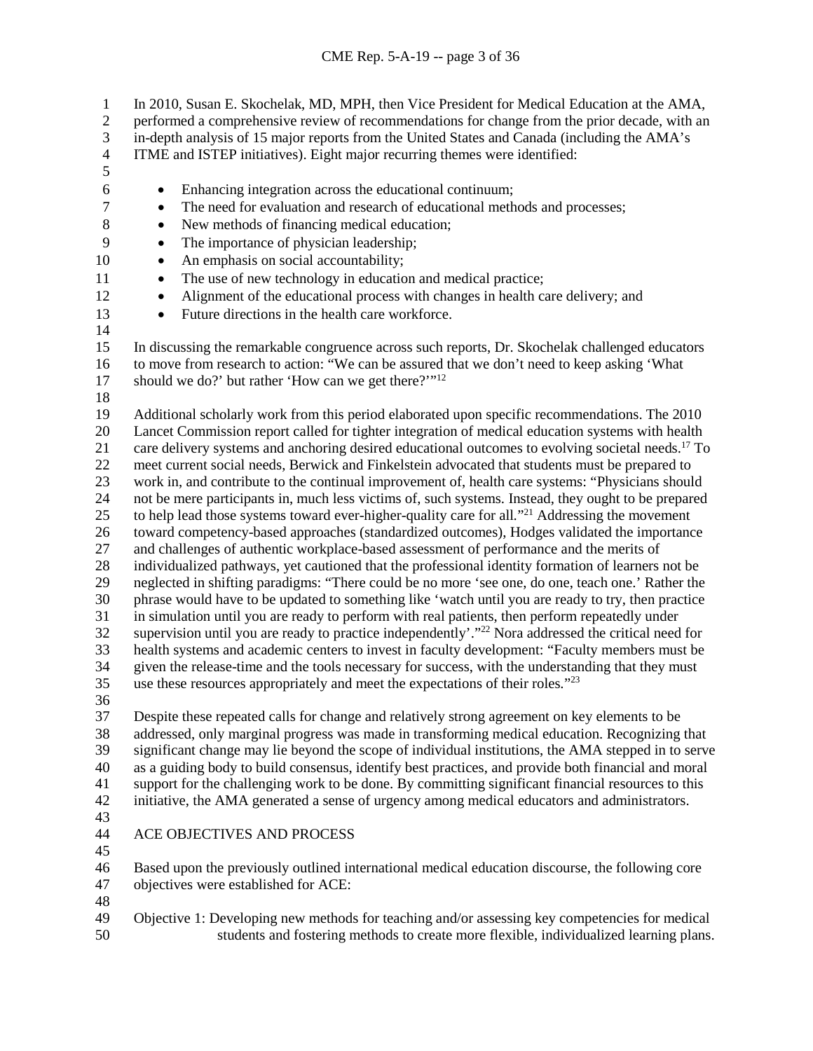In 2010, Susan E. Skochelak, MD, MPH, then Vice President for Medical Education at the AMA, performed a comprehensive review of recommendations for change from the prior decade, with an in-depth analysis of 15 major reports from the United States and Canada (including the AMA's ITME and ISTEP initiatives). Eight major recurring themes were identified:

- Enhancing integration across the educational continuum;
- The need for evaluation and research of educational methods and processes;
- New methods of financing medical education;
- The importance of physician leadership;
- An emphasis on social accountability;
- The use of new technology in education and medical practice;
- Alignment of the educational process with changes in health care delivery; and
- Future directions in the health care workforce.

In discussing the remarkable congruence across such reports, Dr. Skochelak challenged educators to move from research to action: "We can be assured that we don't need to keep asking 'What should we do?' but rather 'How can we get there?'"[12]

Additional scholarly work from this period elaborated upon specific recommendations. The 2010 Lancet Commission report called for tighter integration of medical education systems with health care delivery systems and anchoring desired educational outcomes to evolving societal needs.[17] To meet current social needs, Berwick and Finkelstein advocated that students must be prepared to work in, and contribute to the continual improvement of, health care systems: "Physicians should not be mere participants in, much less victims of, such systems. Instead, they ought to be prepared to help lead those systems toward ever-higher-quality care for all."[21] Addressing the movement toward competency-based approaches (standardized outcomes), Hodges validated the importance and challenges of authentic workplace-based assessment of performance and the merits of individualized pathways, yet cautioned that the professional identity formation of learners not be neglected in shifting paradigms: "There could be no more 'see one, do one, teach one.' Rather the phrase would have to be updated to something like 'watch until you are ready to try, then practice in simulation until you are ready to perform with real patients, then perform repeatedly under supervision until you are ready to practice independently'."[22] Nora addressed the critical need for health systems and academic centers to invest in faculty development: "Faculty members must be given the release-time and the tools necessary for success, with the understanding that they must use these resources appropriately and meet the expectations of their roles."[23]

Despite these repeated calls for change and relatively strong agreement on key elements to be addressed, only marginal progress was made in transforming medical education. Recognizing that significant change may lie beyond the scope of individual institutions, the AMA stepped in to serve as a guiding body to build consensus, identify best practices, and provide both financial and moral support for the challenging work to be done. By committing significant financial resources to this initiative, the AMA generated a sense of urgency among medical educators and administrators.

## ACE OBJECTIVES AND PROCESS

Based upon the previously outlined international medical education discourse, the following core objectives were established for ACE:

Objective 1: Developing new methods for teaching and/or assessing key competencies for medical students and fostering methods to create more flexible, individualized learning plans.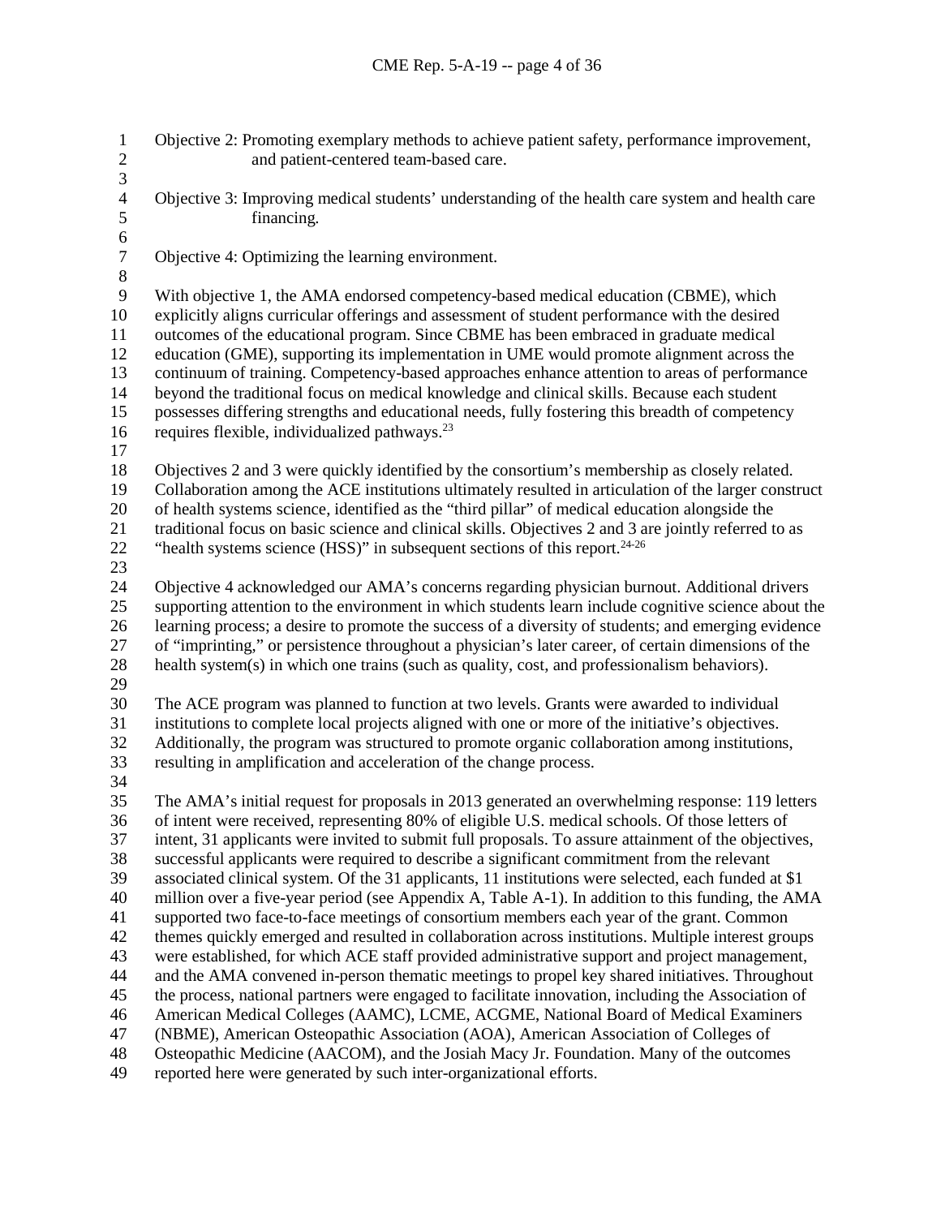Objective 2: Promoting exemplary methods to achieve patient safety, performance improvement, and patient-centered team-based care.

Objective 3: Improving medical students' understanding of the health care system and health care financing.

Objective 4: Optimizing the learning environment.

With objective 1, the AMA endorsed competency-based medical education (CBME), which explicitly aligns curricular offerings and assessment of student performance with the desired outcomes of the educational program. Since CBME has been embraced in graduate medical education (GME), supporting its implementation in UME would promote alignment across the continuum of training. Competency-based approaches enhance attention to areas of performance beyond the traditional focus on medical knowledge and clinical skills. Because each student possesses differing strengths and educational needs, fully fostering this breadth of competency requires flexible, individualized pathways.[23]

Objectives 2 and 3 were quickly identified by the consortium's membership as closely related. Collaboration among the ACE institutions ultimately resulted in articulation of the larger construct of health systems science, identified as the "third pillar" of medical education alongside the traditional focus on basic science and clinical skills. Objectives 2 and 3 are jointly referred to as "health systems science (HSS)" in subsequent sections of this report.[24-26]

Objective 4 acknowledged our AMA's concerns regarding physician burnout. Additional drivers supporting attention to the environment in which students learn include cognitive science about the learning process; a desire to promote the success of a diversity of students; and emerging evidence of "imprinting," or persistence throughout a physician's later career, of certain dimensions of the health system(s) in which one trains (such as quality, cost, and professionalism behaviors).

The ACE program was planned to function at two levels. Grants were awarded to individual institutions to complete local projects aligned with one or more of the initiative's objectives. Additionally, the program was structured to promote organic collaboration among institutions, resulting in amplification and acceleration of the change process.

The AMA's initial request for proposals in 2013 generated an overwhelming response: 119 letters of intent were received, representing 80% of eligible U.S. medical schools. Of those letters of intent, 31 applicants were invited to submit full proposals. To assure attainment of the objectives, successful applicants were required to describe a significant commitment from the relevant associated clinical system. Of the 31 applicants, 11 institutions were selected, each funded at $1 million over a five-year period (see Appendix A, Table A-1). In addition to this funding, the AMA supported two face-to-face meetings of consortium members each year of the grant. Common themes quickly emerged and resulted in collaboration across institutions. Multiple interest groups were established, for which ACE staff provided administrative support and project management, and the AMA convened in-person thematic meetings to propel key shared initiatives. Throughout the process, national partners were engaged to facilitate innovation, including the Association of American Medical Colleges (AAMC), LCME, ACGME, National Board of Medical Examiners (NBME), American Osteopathic Association (AOA), American Association of Colleges of Osteopathic Medicine (AACOM), and the Josiah Macy Jr. Foundation. Many of the outcomes reported here were generated by such inter-organizational efforts.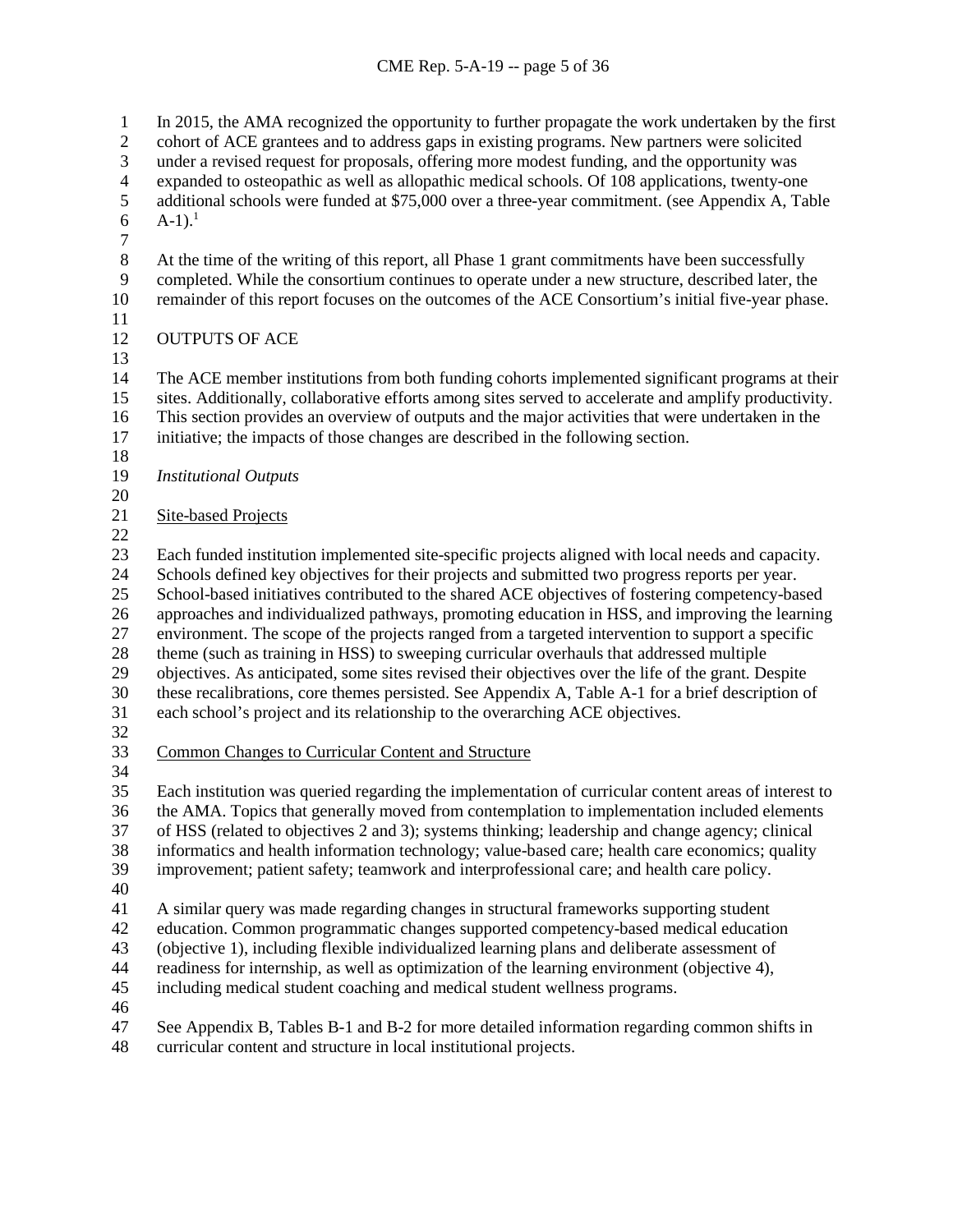In 2015, the AMA recognized the opportunity to further propagate the work undertaken by the first cohort of ACE grantees and to address gaps in existing programs. New partners were solicited under a revised request for proposals, offering more modest funding, and the opportunity was expanded to osteopathic as well as allopathic medical schools. Of 108 applications, twenty-one additional schools were funded at $75,000 over a three-year commitment. (see Appendix A, Table A-1).[1]

At the time of the writing of this report, all Phase 1 grant commitments have been successfully completed. While the consortium continues to operate under a new structure, described later, the remainder of this report focuses on the outcomes of the ACE Consortium's initial five-year phase.

## OUTPUTS OF ACE

The ACE member institutions from both funding cohorts implemented significant programs at their sites. Additionally, collaborative efforts among sites served to accelerate and amplify productivity. This section provides an overview of outputs and the major activities that were undertaken in the initiative; the impacts of those changes are described in the following section.

### *Institutional Outputs*

#### Site-based Projects

Each funded institution implemented site-specific projects aligned with local needs and capacity. Schools defined key objectives for their projects and submitted two progress reports per year. School-based initiatives contributed to the shared ACE objectives of fostering competency-based approaches and individualized pathways, promoting education in HSS, and improving the learning environment. The scope of the projects ranged from a targeted intervention to support a specific theme (such as training in HSS) to sweeping curricular overhauls that addressed multiple objectives. As anticipated, some sites revised their objectives over the life of the grant. Despite these recalibrations, core themes persisted. See Appendix A, Table A-1 for a brief description of each school's project and its relationship to the overarching ACE objectives.

#### Common Changes to Curricular Content and Structure

Each institution was queried regarding the implementation of curricular content areas of interest to the AMA. Topics that generally moved from contemplation to implementation included elements of HSS (related to objectives 2 and 3); systems thinking; leadership and change agency; clinical informatics and health information technology; value-based care; health care economics; quality improvement; patient safety; teamwork and interprofessional care; and health care policy.

A similar query was made regarding changes in structural frameworks supporting student education. Common programmatic changes supported competency-based medical education (objective 1), including flexible individualized learning plans and deliberate assessment of readiness for internship, as well as optimization of the learning environment (objective 4), including medical student coaching and medical student wellness programs.

See Appendix B, Tables B-1 and B-2 for more detailed information regarding common shifts in curricular content and structure in local institutional projects.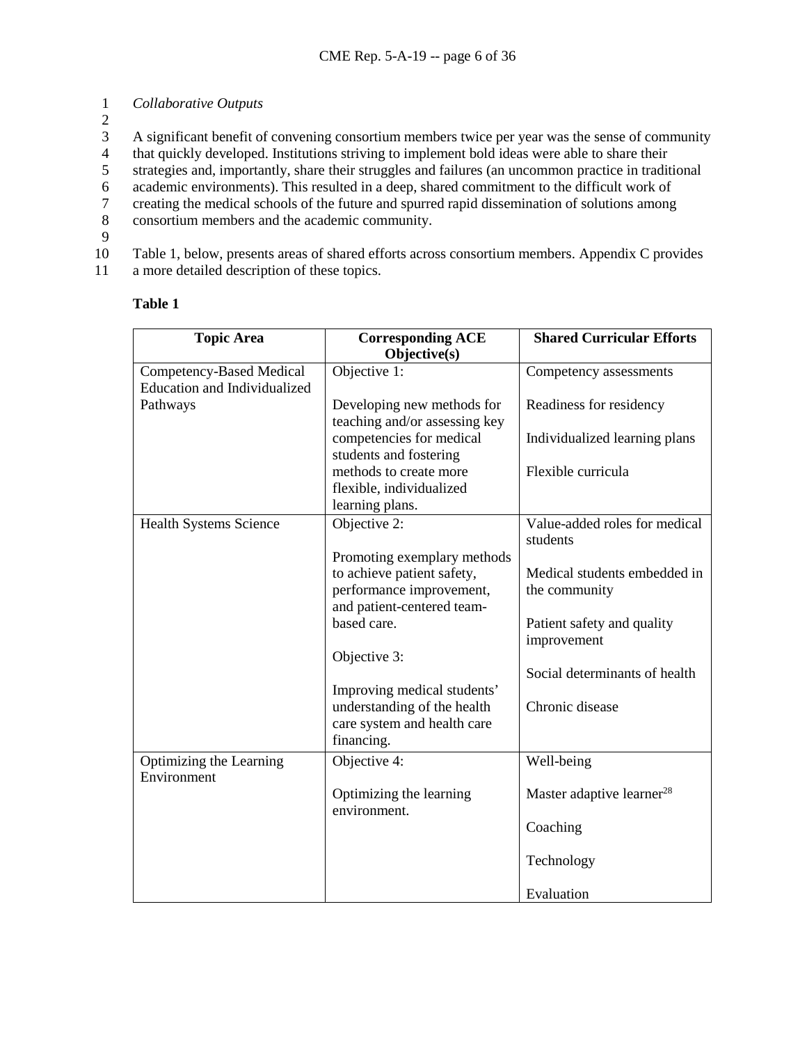*Collaborative Outputs*

A significant benefit of convening consortium members twice per year was the sense of community that quickly developed. Institutions striving to implement bold ideas were able to share their strategies and, importantly, share their struggles and failures (an uncommon practice in traditional academic environments). This resulted in a deep, shared commitment to the difficult work of creating the medical schools of the future and spurred rapid dissemination of solutions among consortium members and the academic community.

Table 1, below, presents areas of shared efforts across consortium members. Appendix C provides a more detailed description of these topics.

**Table 1**

| Topic Area | Corresponding ACE Objective(s) | Shared Curricular Efforts |
|---|---|---|
| Competency-Based Medical Education and Individualized Pathways | Objective 1:<br><br>Developing new methods for teaching and/or assessing key competencies for medical students and fostering methods to create more flexible, individualized learning plans. | Competency assessments<br><br>Readiness for residency<br><br>Individualized learning plans<br><br>Flexible curricula |
| Health Systems Science | Objective 2:<br><br>Promoting exemplary methods to achieve patient safety, performance improvement, and patient-centered team-based care.<br><br>Objective 3:<br><br>Improving medical students' understanding of the health care system and health care financing. | Value-added roles for medical students<br><br>Medical students embedded in the community<br><br>Patient safety and quality improvement<br><br>Social determinants of health<br><br>Chronic disease |
| Optimizing the Learning Environment | Objective 4:<br><br>Optimizing the learning environment. | Well-being<br><br>Master adaptive learner[28]<br><br>Coaching<br><br>Technology<br><br>Evaluation |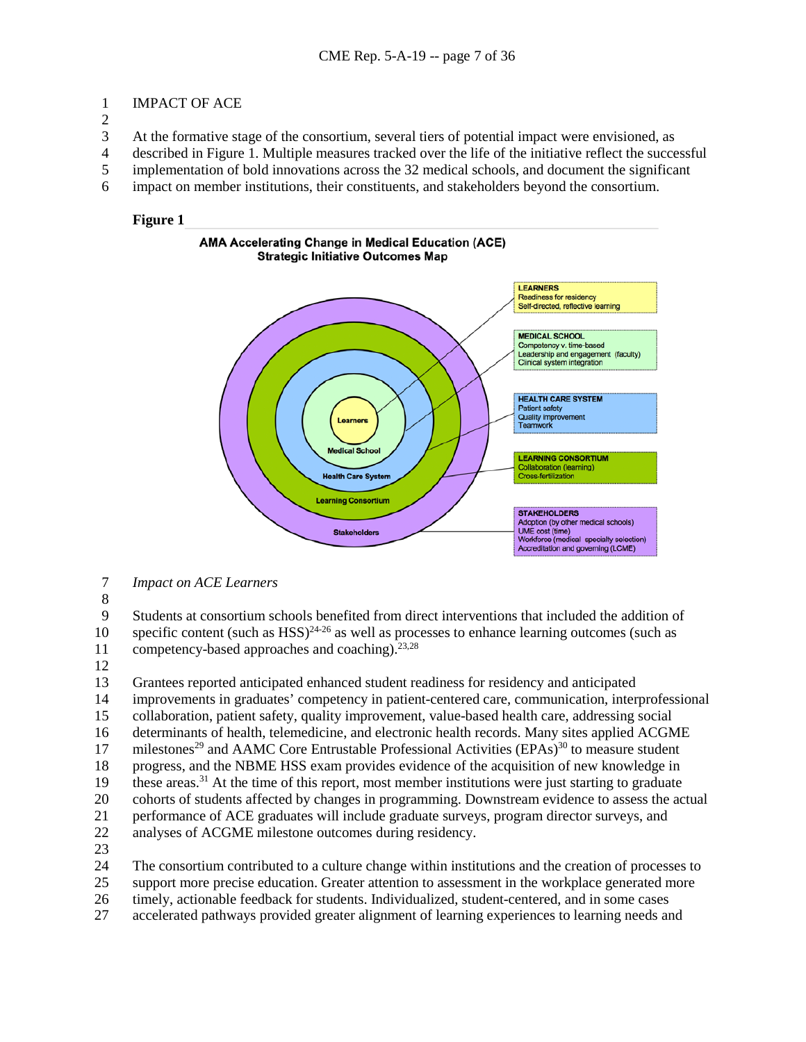IMPACT OF ACE

At the formative stage of the consortium, several tiers of potential impact were envisioned, as described in Figure 1. Multiple measures tracked over the life of the initiative reflect the successful implementation of bold innovations across the 32 medical schools, and document the significant impact on member institutions, their constituents, and stakeholders beyond the consortium.

**Figure 1**

**AMA Accelerating Change in Medical Education (ACE)**
**Strategic Initiative Outcomes Map**

Learners
Medical School
Health Care System
Learning Consortium
Stakeholders

**LEARNERS**
Readiness for residency
Self-directed, reflective learning

**MEDICAL SCHOOL**
Competency v. time-based
Leadership and engagement (faculty)
Clinical system integration

**HEALTH CARE SYSTEM**
Patient safety
Quality improvement
Teamwork

**LEARNING CONSORTIUM**
Collaboration (learning)
Cross-fertilization

**STAKEHOLDERS**
Adoption (by other medical schools)
UME cost (time)
Workforce (medical specialty selection)
Accreditation and governing (LCME)

*Impact on ACE Learners*

Students at consortium schools benefited from direct interventions that included the addition of specific content (such as HSS)[24-26] as well as processes to enhance learning outcomes (such as competency-based approaches and coaching).[23,28]

Grantees reported anticipated enhanced student readiness for residency and anticipated improvements in graduates' competency in patient-centered care, communication, interprofessional collaboration, patient safety, quality improvement, value-based health care, addressing social determinants of health, telemedicine, and electronic health records. Many sites applied ACGME milestones[29] and AAMC Core Entrustable Professional Activities (EPAs)[30] to measure student progress, and the NBME HSS exam provides evidence of the acquisition of new knowledge in these areas.[31] At the time of this report, most member institutions were just starting to graduate cohorts of students affected by changes in programming. Downstream evidence to assess the actual performance of ACE graduates will include graduate surveys, program director surveys, and analyses of ACGME milestone outcomes during residency.

The consortium contributed to a culture change within institutions and the creation of processes to support more precise education. Greater attention to assessment in the workplace generated more timely, actionable feedback for students. Individualized, student-centered, and in some cases accelerated pathways provided greater alignment of learning experiences to learning needs and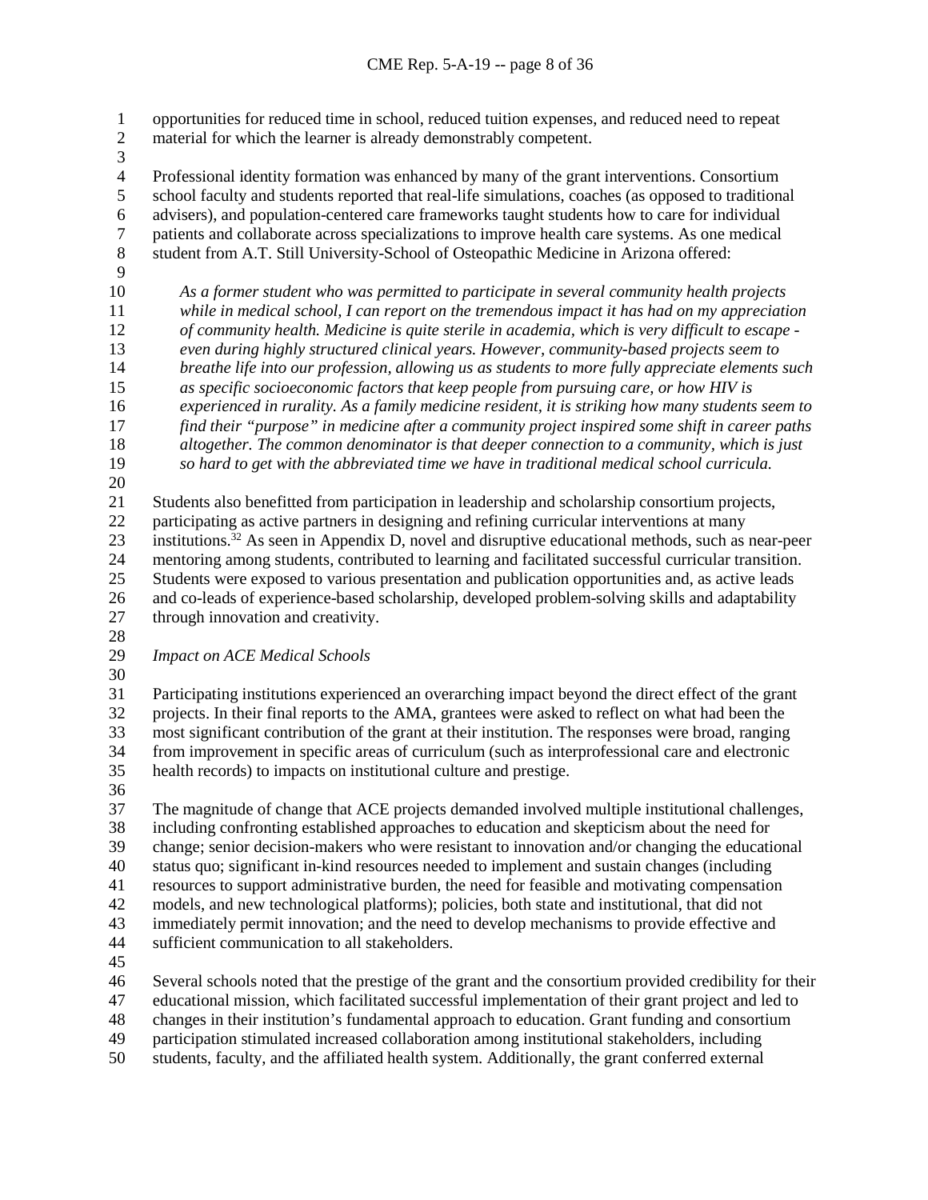opportunities for reduced time in school, reduced tuition expenses, and reduced need to repeat material for which the learner is already demonstrably competent.

Professional identity formation was enhanced by many of the grant interventions. Consortium school faculty and students reported that real-life simulations, coaches (as opposed to traditional advisers), and population-centered care frameworks taught students how to care for individual patients and collaborate across specializations to improve health care systems. As one medical student from A.T. Still University-School of Osteopathic Medicine in Arizona offered:

> *As a former student who was permitted to participate in several community health projects while in medical school, I can report on the tremendous impact it has had on my appreciation of community health. Medicine is quite sterile in academia, which is very difficult to escape - even during highly structured clinical years. However, community-based projects seem to breathe life into our profession, allowing us as students to more fully appreciate elements such as specific socioeconomic factors that keep people from pursuing care, or how HIV is experienced in rurality. As a family medicine resident, it is striking how many students seem to find their "purpose" in medicine after a community project inspired some shift in career paths altogether. The common denominator is that deeper connection to a community, which is just so hard to get with the abbreviated time we have in traditional medical school curricula.*

Students also benefitted from participation in leadership and scholarship consortium projects, participating as active partners in designing and refining curricular interventions at many institutions.[32] As seen in Appendix D, novel and disruptive educational methods, such as near-peer mentoring among students, contributed to learning and facilitated successful curricular transition. Students were exposed to various presentation and publication opportunities and, as active leads and co-leads of experience-based scholarship, developed problem-solving skills and adaptability through innovation and creativity.

*Impact on ACE Medical Schools*

Participating institutions experienced an overarching impact beyond the direct effect of the grant projects. In their final reports to the AMA, grantees were asked to reflect on what had been the most significant contribution of the grant at their institution. The responses were broad, ranging from improvement in specific areas of curriculum (such as interprofessional care and electronic health records) to impacts on institutional culture and prestige.

The magnitude of change that ACE projects demanded involved multiple institutional challenges, including confronting established approaches to education and skepticism about the need for change; senior decision-makers who were resistant to innovation and/or changing the educational status quo; significant in-kind resources needed to implement and sustain changes (including resources to support administrative burden, the need for feasible and motivating compensation models, and new technological platforms); policies, both state and institutional, that did not immediately permit innovation; and the need to develop mechanisms to provide effective and sufficient communication to all stakeholders.

Several schools noted that the prestige of the grant and the consortium provided credibility for their educational mission, which facilitated successful implementation of their grant project and led to changes in their institution's fundamental approach to education. Grant funding and consortium participation stimulated increased collaboration among institutional stakeholders, including students, faculty, and the affiliated health system. Additionally, the grant conferred external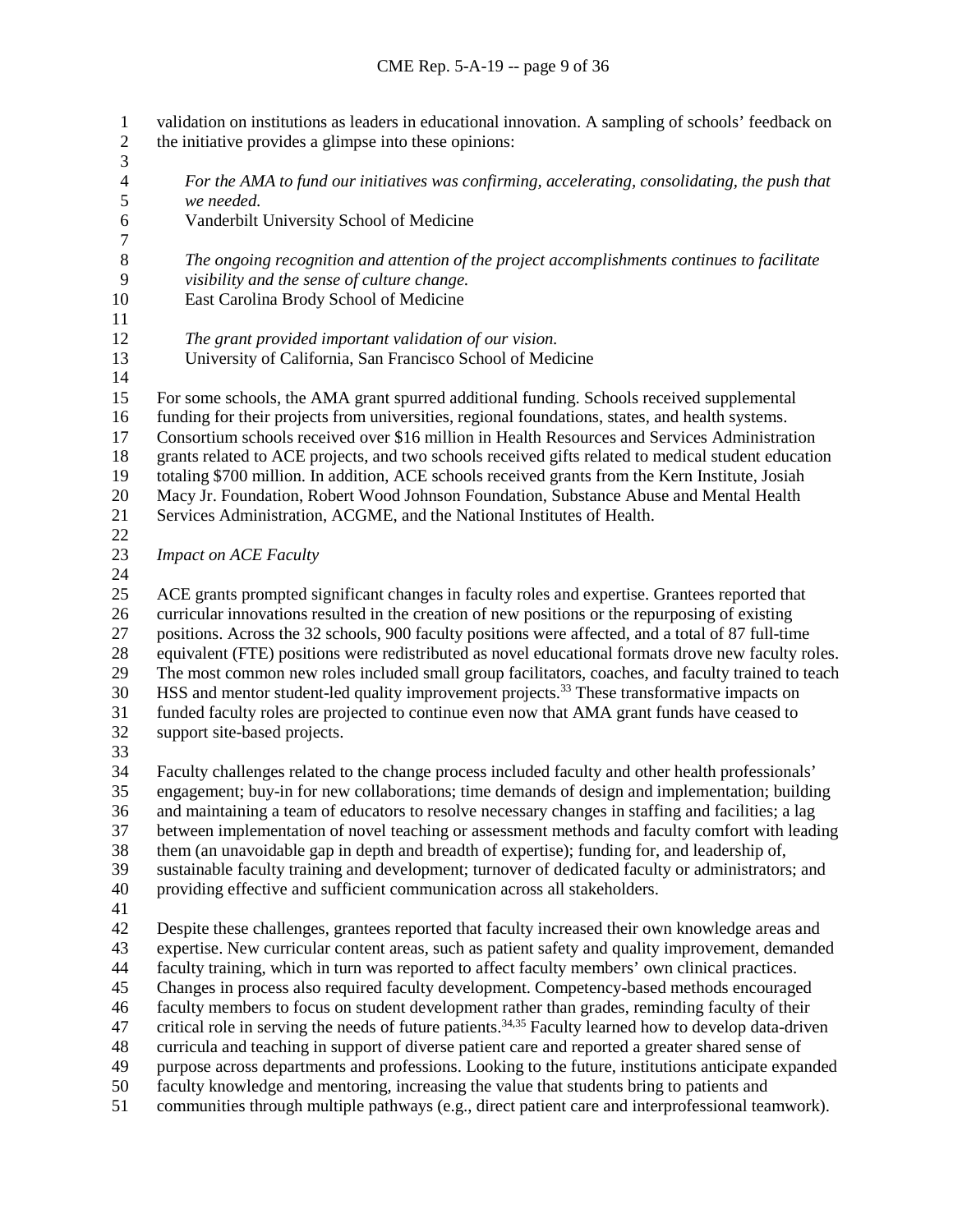validation on institutions as leaders in educational innovation. A sampling of schools' feedback on the initiative provides a glimpse into these opinions:

> *For the AMA to fund our initiatives was confirming, accelerating, consolidating, the push that we needed.*
> Vanderbilt University School of Medicine

> *The ongoing recognition and attention of the project accomplishments continues to facilitate visibility and the sense of culture change.*
> East Carolina Brody School of Medicine

> *The grant provided important validation of our vision.*
> University of California, San Francisco School of Medicine

For some schools, the AMA grant spurred additional funding. Schools received supplemental funding for their projects from universities, regional foundations, states, and health systems. Consortium schools received over $16 million in Health Resources and Services Administration grants related to ACE projects, and two schools received gifts related to medical student education totaling $700 million. In addition, ACE schools received grants from the Kern Institute, Josiah Macy Jr. Foundation, Robert Wood Johnson Foundation, Substance Abuse and Mental Health Services Administration, ACGME, and the National Institutes of Health.

*Impact on ACE Faculty*

ACE grants prompted significant changes in faculty roles and expertise. Grantees reported that curricular innovations resulted in the creation of new positions or the repurposing of existing positions. Across the 32 schools, 900 faculty positions were affected, and a total of 87 full-time equivalent (FTE) positions were redistributed as novel educational formats drove new faculty roles. The most common new roles included small group facilitators, coaches, and faculty trained to teach HSS and mentor student-led quality improvement projects.[33] These transformative impacts on funded faculty roles are projected to continue even now that AMA grant funds have ceased to support site-based projects.

Faculty challenges related to the change process included faculty and other health professionals' engagement; buy-in for new collaborations; time demands of design and implementation; building and maintaining a team of educators to resolve necessary changes in staffing and facilities; a lag between implementation of novel teaching or assessment methods and faculty comfort with leading them (an unavoidable gap in depth and breadth of expertise); funding for, and leadership of, sustainable faculty training and development; turnover of dedicated faculty or administrators; and providing effective and sufficient communication across all stakeholders.

Despite these challenges, grantees reported that faculty increased their own knowledge areas and expertise. New curricular content areas, such as patient safety and quality improvement, demanded faculty training, which in turn was reported to affect faculty members' own clinical practices. Changes in process also required faculty development. Competency-based methods encouraged faculty members to focus on student development rather than grades, reminding faculty of their critical role in serving the needs of future patients.[34,35] Faculty learned how to develop data-driven curricula and teaching in support of diverse patient care and reported a greater shared sense of purpose across departments and professions. Looking to the future, institutions anticipate expanded faculty knowledge and mentoring, increasing the value that students bring to patients and communities through multiple pathways (e.g., direct patient care and interprofessional teamwork).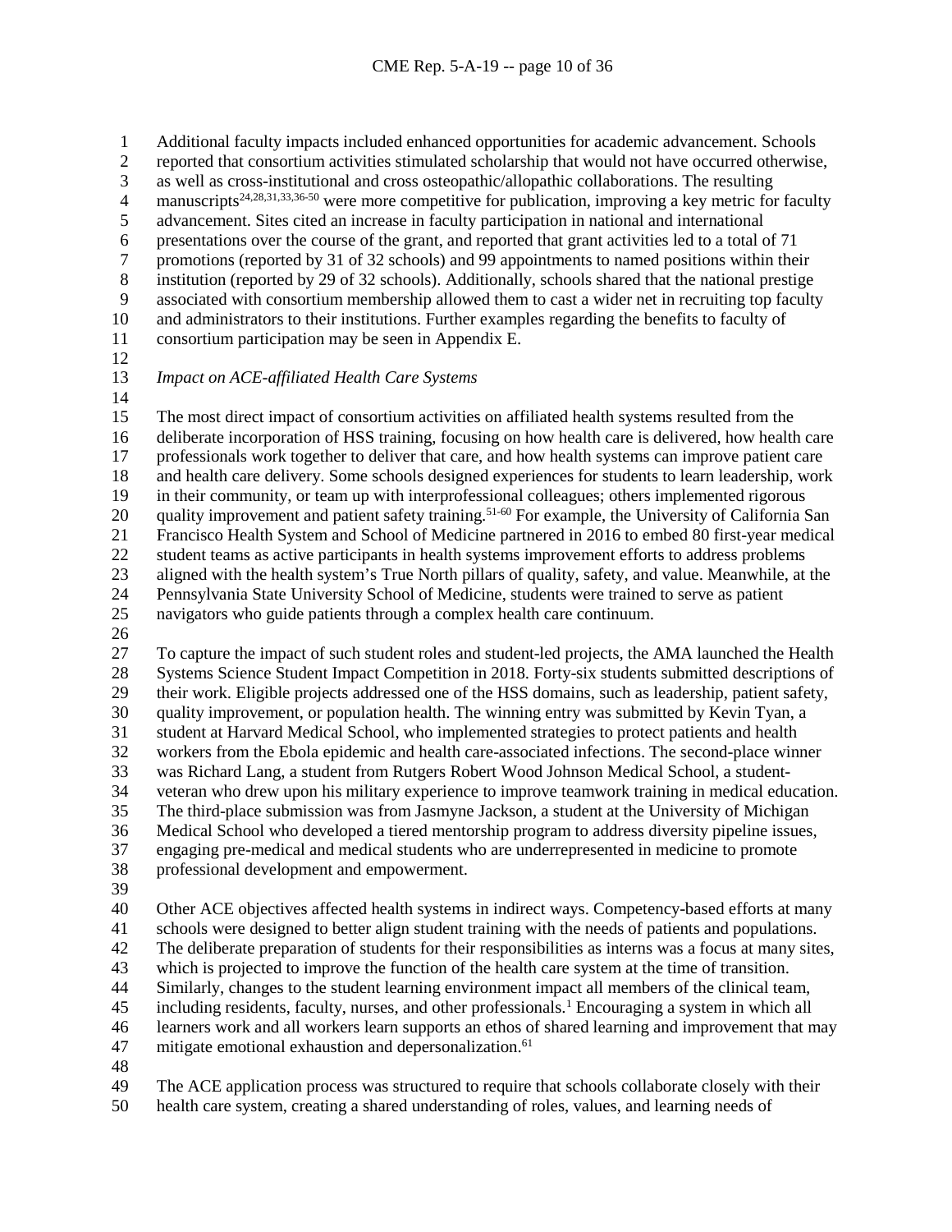Additional faculty impacts included enhanced opportunities for academic advancement. Schools reported that consortium activities stimulated scholarship that would not have occurred otherwise, as well as cross-institutional and cross osteopathic/allopathic collaborations. The resulting manuscripts[24,28,31,33,36-50] were more competitive for publication, improving a key metric for faculty advancement. Sites cited an increase in faculty participation in national and international presentations over the course of the grant, and reported that grant activities led to a total of 71 promotions (reported by 31 of 32 schools) and 99 appointments to named positions within their institution (reported by 29 of 32 schools). Additionally, schools shared that the national prestige associated with consortium membership allowed them to cast a wider net in recruiting top faculty and administrators to their institutions. Further examples regarding the benefits to faculty of consortium participation may be seen in Appendix E.

*Impact on ACE-affiliated Health Care Systems*

The most direct impact of consortium activities on affiliated health systems resulted from the deliberate incorporation of HSS training, focusing on how health care is delivered, how health care professionals work together to deliver that care, and how health systems can improve patient care and health care delivery. Some schools designed experiences for students to learn leadership, work in their community, or team up with interprofessional colleagues; others implemented rigorous quality improvement and patient safety training.[51-60] For example, the University of California San Francisco Health System and School of Medicine partnered in 2016 to embed 80 first-year medical student teams as active participants in health systems improvement efforts to address problems aligned with the health system's True North pillars of quality, safety, and value. Meanwhile, at the Pennsylvania State University School of Medicine, students were trained to serve as patient navigators who guide patients through a complex health care continuum.

To capture the impact of such student roles and student-led projects, the AMA launched the Health Systems Science Student Impact Competition in 2018. Forty-six students submitted descriptions of their work. Eligible projects addressed one of the HSS domains, such as leadership, patient safety, quality improvement, or population health. The winning entry was submitted by Kevin Tyan, a student at Harvard Medical School, who implemented strategies to protect patients and health workers from the Ebola epidemic and health care-associated infections. The second-place winner was Richard Lang, a student from Rutgers Robert Wood Johnson Medical School, a student-veteran who drew upon his military experience to improve teamwork training in medical education. The third-place submission was from Jasmyne Jackson, a student at the University of Michigan Medical School who developed a tiered mentorship program to address diversity pipeline issues, engaging pre-medical and medical students who are underrepresented in medicine to promote professional development and empowerment.

Other ACE objectives affected health systems in indirect ways. Competency-based efforts at many schools were designed to better align student training with the needs of patients and populations. The deliberate preparation of students for their responsibilities as interns was a focus at many sites, which is projected to improve the function of the health care system at the time of transition. Similarly, changes to the student learning environment impact all members of the clinical team, including residents, faculty, nurses, and other professionals.[1] Encouraging a system in which all learners work and all workers learn supports an ethos of shared learning and improvement that may mitigate emotional exhaustion and depersonalization.[61]

The ACE application process was structured to require that schools collaborate closely with their health care system, creating a shared understanding of roles, values, and learning needs of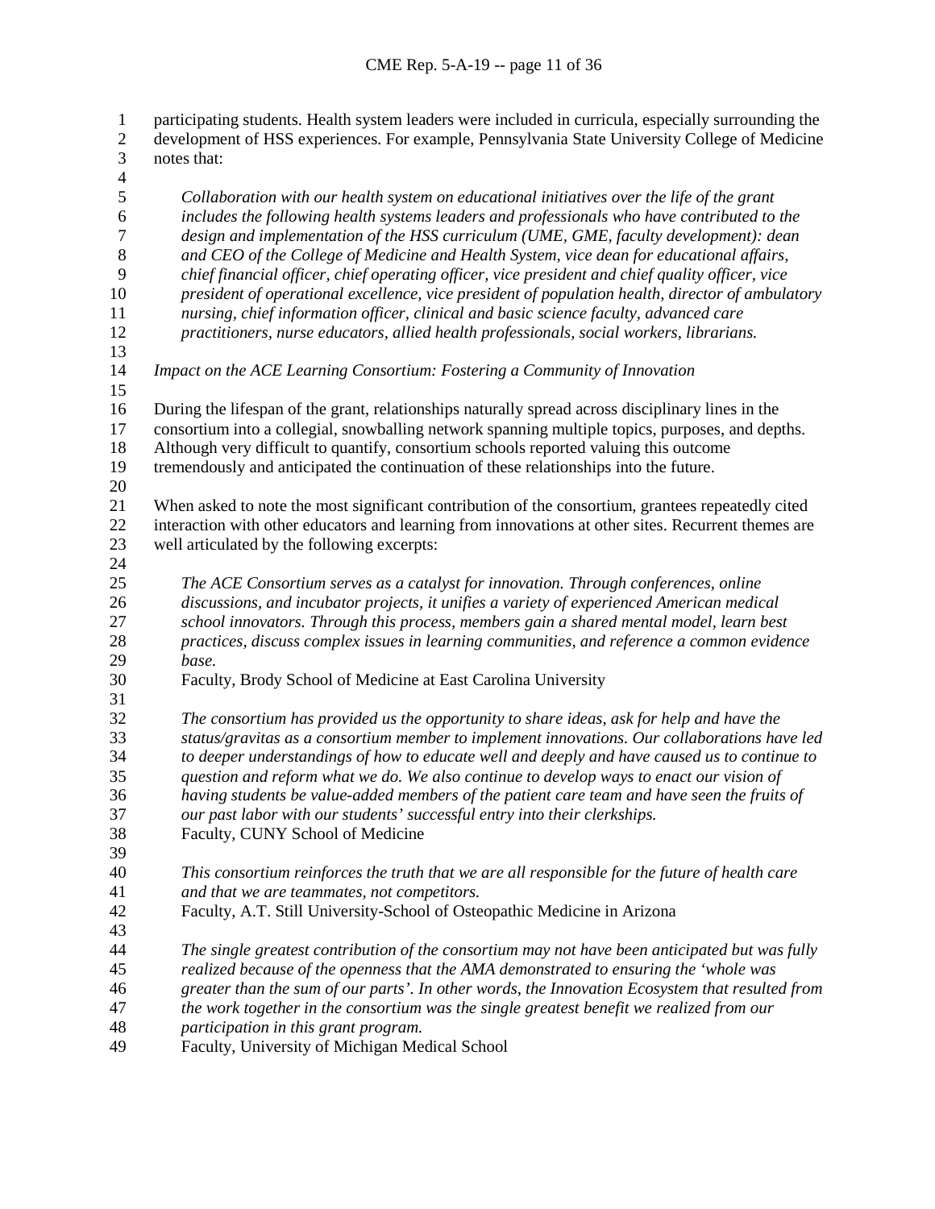participating students. Health system leaders were included in curricula, especially surrounding the development of HSS experiences. For example, Pennsylvania State University College of Medicine notes that:

> *Collaboration with our health system on educational initiatives over the life of the grant includes the following health systems leaders and professionals who have contributed to the design and implementation of the HSS curriculum (UME, GME, faculty development): dean and CEO of the College of Medicine and Health System, vice dean for educational affairs, chief financial officer, chief operating officer, vice president and chief quality officer, vice president of operational excellence, vice president of population health, director of ambulatory nursing, chief information officer, clinical and basic science faculty, advanced care practitioners, nurse educators, allied health professionals, social workers, librarians.*

*Impact on the ACE Learning Consortium: Fostering a Community of Innovation*

During the lifespan of the grant, relationships naturally spread across disciplinary lines in the consortium into a collegial, snowballing network spanning multiple topics, purposes, and depths. Although very difficult to quantify, consortium schools reported valuing this outcome tremendously and anticipated the continuation of these relationships into the future.

When asked to note the most significant contribution of the consortium, grantees repeatedly cited interaction with other educators and learning from innovations at other sites. Recurrent themes are well articulated by the following excerpts:

> *The ACE Consortium serves as a catalyst for innovation. Through conferences, online discussions, and incubator projects, it unifies a variety of experienced American medical school innovators. Through this process, members gain a shared mental model, learn best practices, discuss complex issues in learning communities, and reference a common evidence base.*
> Faculty, Brody School of Medicine at East Carolina University

> *The consortium has provided us the opportunity to share ideas, ask for help and have the status/gravitas as a consortium member to implement innovations. Our collaborations have led to deeper understandings of how to educate well and deeply and have caused us to continue to question and reform what we do. We also continue to develop ways to enact our vision of having students be value-added members of the patient care team and have seen the fruits of our past labor with our students' successful entry into their clerkships.*
> Faculty, CUNY School of Medicine

> *This consortium reinforces the truth that we are all responsible for the future of health care and that we are teammates, not competitors.*
> Faculty, A.T. Still University-School of Osteopathic Medicine in Arizona

> *The single greatest contribution of the consortium may not have been anticipated but was fully realized because of the openness that the AMA demonstrated to ensuring the 'whole was greater than the sum of our parts'. In other words, the Innovation Ecosystem that resulted from the work together in the consortium was the single greatest benefit we realized from our participation in this grant program.*
> Faculty, University of Michigan Medical School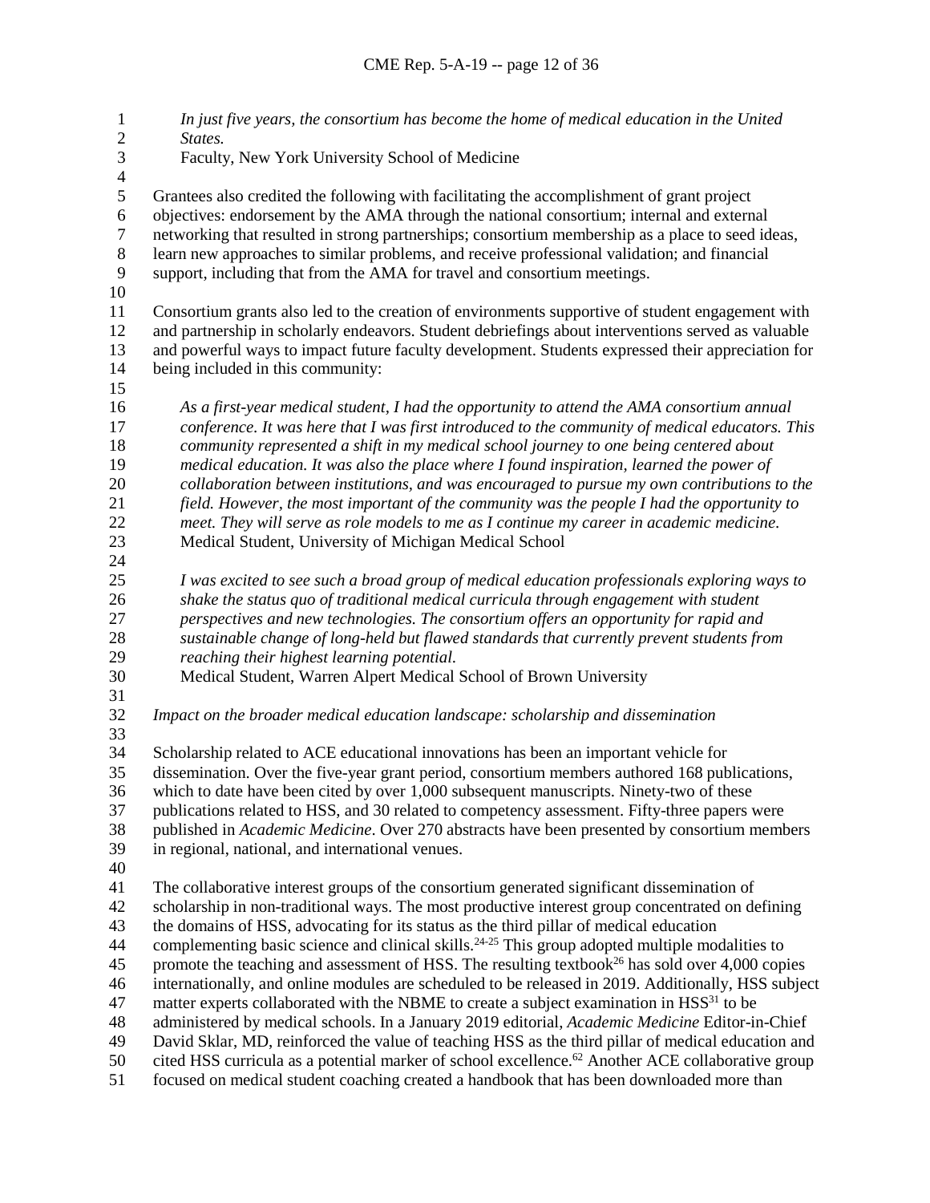*In just five years, the consortium has become the home of medical education in the United States.*
Faculty, New York University School of Medicine

Grantees also credited the following with facilitating the accomplishment of grant project objectives: endorsement by the AMA through the national consortium; internal and external networking that resulted in strong partnerships; consortium membership as a place to seed ideas, learn new approaches to similar problems, and receive professional validation; and financial support, including that from the AMA for travel and consortium meetings.

Consortium grants also led to the creation of environments supportive of student engagement with and partnership in scholarly endeavors. Student debriefings about interventions served as valuable and powerful ways to impact future faculty development. Students expressed their appreciation for being included in this community:

*As a first-year medical student, I had the opportunity to attend the AMA consortium annual conference. It was here that I was first introduced to the community of medical educators. This community represented a shift in my medical school journey to one being centered about medical education. It was also the place where I found inspiration, learned the power of collaboration between institutions, and was encouraged to pursue my own contributions to the field. However, the most important of the community was the people I had the opportunity to meet. They will serve as role models to me as I continue my career in academic medicine.*
Medical Student, University of Michigan Medical School

*I was excited to see such a broad group of medical education professionals exploring ways to shake the status quo of traditional medical curricula through engagement with student perspectives and new technologies. The consortium offers an opportunity for rapid and sustainable change of long-held but flawed standards that currently prevent students from reaching their highest learning potential.*
Medical Student, Warren Alpert Medical School of Brown University

*Impact on the broader medical education landscape: scholarship and dissemination*

Scholarship related to ACE educational innovations has been an important vehicle for dissemination. Over the five-year grant period, consortium members authored 168 publications, which to date have been cited by over 1,000 subsequent manuscripts. Ninety-two of these publications related to HSS, and 30 related to competency assessment. Fifty-three papers were published in *Academic Medicine*. Over 270 abstracts have been presented by consortium members in regional, national, and international venues.

The collaborative interest groups of the consortium generated significant dissemination of scholarship in non-traditional ways. The most productive interest group concentrated on defining the domains of HSS, advocating for its status as the third pillar of medical education complementing basic science and clinical skills.[24-25] This group adopted multiple modalities to promote the teaching and assessment of HSS. The resulting textbook[26] has sold over 4,000 copies internationally, and online modules are scheduled to be released in 2019. Additionally, HSS subject matter experts collaborated with the NBME to create a subject examination in HSS[31] to be administered by medical schools. In a January 2019 editorial, *Academic Medicine* Editor-in-Chief David Sklar, MD, reinforced the value of teaching HSS as the third pillar of medical education and cited HSS curricula as a potential marker of school excellence.[62] Another ACE collaborative group focused on medical student coaching created a handbook that has been downloaded more than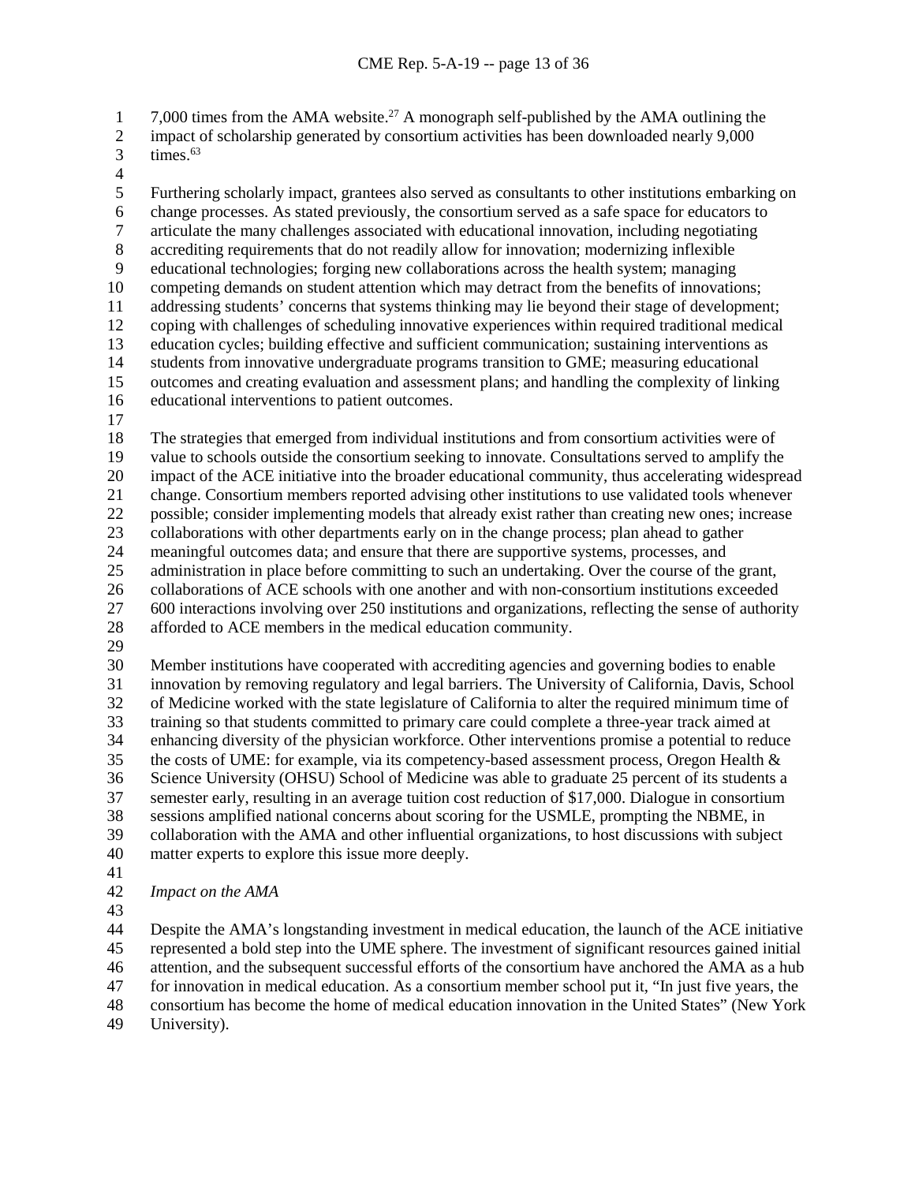7,000 times from the AMA website.[27] A monograph self-published by the AMA outlining the impact of scholarship generated by consortium activities has been downloaded nearly 9,000 times.[63]

Furthering scholarly impact, grantees also served as consultants to other institutions embarking on change processes. As stated previously, the consortium served as a safe space for educators to articulate the many challenges associated with educational innovation, including negotiating accrediting requirements that do not readily allow for innovation; modernizing inflexible educational technologies; forging new collaborations across the health system; managing competing demands on student attention which may detract from the benefits of innovations; addressing students' concerns that systems thinking may lie beyond their stage of development; coping with challenges of scheduling innovative experiences within required traditional medical education cycles; building effective and sufficient communication; sustaining interventions as students from innovative undergraduate programs transition to GME; measuring educational outcomes and creating evaluation and assessment plans; and handling the complexity of linking educational interventions to patient outcomes.

The strategies that emerged from individual institutions and from consortium activities were of value to schools outside the consortium seeking to innovate. Consultations served to amplify the impact of the ACE initiative into the broader educational community, thus accelerating widespread change. Consortium members reported advising other institutions to use validated tools whenever possible; consider implementing models that already exist rather than creating new ones; increase collaborations with other departments early on in the change process; plan ahead to gather meaningful outcomes data; and ensure that there are supportive systems, processes, and administration in place before committing to such an undertaking. Over the course of the grant, collaborations of ACE schools with one another and with non-consortium institutions exceeded 600 interactions involving over 250 institutions and organizations, reflecting the sense of authority afforded to ACE members in the medical education community.

Member institutions have cooperated with accrediting agencies and governing bodies to enable innovation by removing regulatory and legal barriers. The University of California, Davis, School of Medicine worked with the state legislature of California to alter the required minimum time of training so that students committed to primary care could complete a three-year track aimed at enhancing diversity of the physician workforce. Other interventions promise a potential to reduce the costs of UME: for example, via its competency-based assessment process, Oregon Health & Science University (OHSU) School of Medicine was able to graduate 25 percent of its students a semester early, resulting in an average tuition cost reduction of $17,000. Dialogue in consortium sessions amplified national concerns about scoring for the USMLE, prompting the NBME, in collaboration with the AMA and other influential organizations, to host discussions with subject matter experts to explore this issue more deeply.

*Impact on the AMA*

Despite the AMA's longstanding investment in medical education, the launch of the ACE initiative represented a bold step into the UME sphere. The investment of significant resources gained initial attention, and the subsequent successful efforts of the consortium have anchored the AMA as a hub for innovation in medical education. As a consortium member school put it, "In just five years, the consortium has become the home of medical education innovation in the United States" (New York University).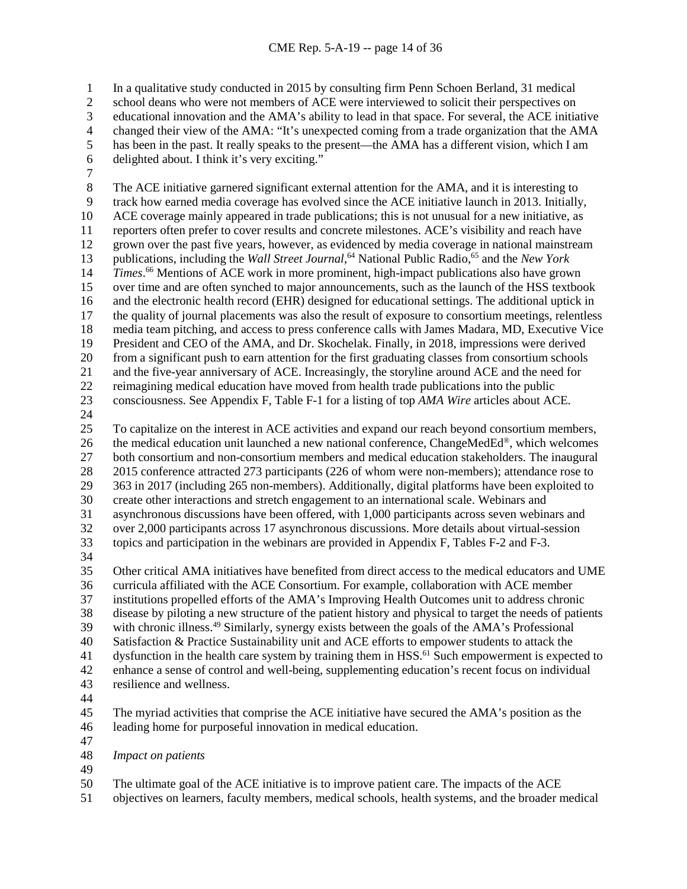In a qualitative study conducted in 2015 by consulting firm Penn Schoen Berland, 31 medical school deans who were not members of ACE were interviewed to solicit their perspectives on educational innovation and the AMA's ability to lead in that space. For several, the ACE initiative changed their view of the AMA: "It's unexpected coming from a trade organization that the AMA has been in the past. It really speaks to the present—the AMA has a different vision, which I am delighted about. I think it's very exciting."

The ACE initiative garnered significant external attention for the AMA, and it is interesting to track how earned media coverage has evolved since the ACE initiative launch in 2013. Initially, ACE coverage mainly appeared in trade publications; this is not unusual for a new initiative, as reporters often prefer to cover results and concrete milestones. ACE's visibility and reach have grown over the past five years, however, as evidenced by media coverage in national mainstream publications, including the *Wall Street Journal*,[64] National Public Radio,[65] and the *New York Times*.[66] Mentions of ACE work in more prominent, high-impact publications also have grown over time and are often synched to major announcements, such as the launch of the HSS textbook and the electronic health record (EHR) designed for educational settings. The additional uptick in the quality of journal placements was also the result of exposure to consortium meetings, relentless media team pitching, and access to press conference calls with James Madara, MD, Executive Vice President and CEO of the AMA, and Dr. Skochelak. Finally, in 2018, impressions were derived from a significant push to earn attention for the first graduating classes from consortium schools and the five-year anniversary of ACE. Increasingly, the storyline around ACE and the need for reimagining medical education have moved from health trade publications into the public consciousness. See Appendix F, Table F-1 for a listing of top *AMA Wire* articles about ACE.

To capitalize on the interest in ACE activities and expand our reach beyond consortium members, the medical education unit launched a new national conference, ChangeMedEd®, which welcomes both consortium and non-consortium members and medical education stakeholders. The inaugural 2015 conference attracted 273 participants (226 of whom were non-members); attendance rose to 363 in 2017 (including 265 non-members). Additionally, digital platforms have been exploited to create other interactions and stretch engagement to an international scale. Webinars and asynchronous discussions have been offered, with 1,000 participants across seven webinars and over 2,000 participants across 17 asynchronous discussions. More details about virtual-session topics and participation in the webinars are provided in Appendix F, Tables F-2 and F-3.

Other critical AMA initiatives have benefited from direct access to the medical educators and UME curricula affiliated with the ACE Consortium. For example, collaboration with ACE member institutions propelled efforts of the AMA's Improving Health Outcomes unit to address chronic disease by piloting a new structure of the patient history and physical to target the needs of patients with chronic illness.[49] Similarly, synergy exists between the goals of the AMA's Professional Satisfaction & Practice Sustainability unit and ACE efforts to empower students to attack the dysfunction in the health care system by training them in HSS.[61] Such empowerment is expected to enhance a sense of control and well-being, supplementing education's recent focus on individual resilience and wellness.

The myriad activities that comprise the ACE initiative have secured the AMA's position as the leading home for purposeful innovation in medical education.

*Impact on patients*

The ultimate goal of the ACE initiative is to improve patient care. The impacts of the ACE objectives on learners, faculty members, medical schools, health systems, and the broader medical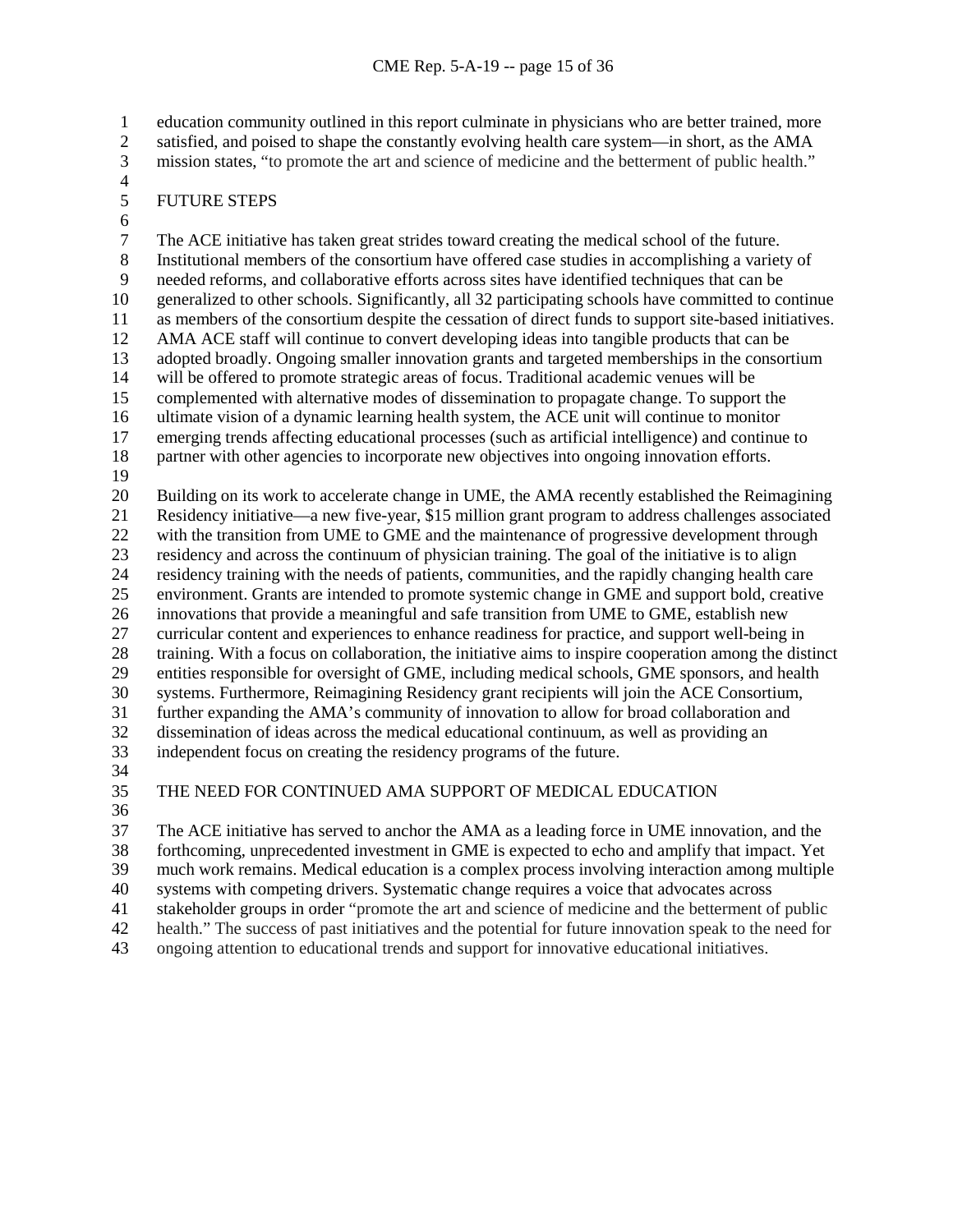education community outlined in this report culminate in physicians who are better trained, more satisfied, and poised to shape the constantly evolving health care system—in short, as the AMA mission states, "to promote the art and science of medicine and the betterment of public health."

## FUTURE STEPS

The ACE initiative has taken great strides toward creating the medical school of the future. Institutional members of the consortium have offered case studies in accomplishing a variety of needed reforms, and collaborative efforts across sites have identified techniques that can be generalized to other schools. Significantly, all 32 participating schools have committed to continue as members of the consortium despite the cessation of direct funds to support site-based initiatives. AMA ACE staff will continue to convert developing ideas into tangible products that can be adopted broadly. Ongoing smaller innovation grants and targeted memberships in the consortium will be offered to promote strategic areas of focus. Traditional academic venues will be complemented with alternative modes of dissemination to propagate change. To support the ultimate vision of a dynamic learning health system, the ACE unit will continue to monitor emerging trends affecting educational processes (such as artificial intelligence) and continue to partner with other agencies to incorporate new objectives into ongoing innovation efforts.

Building on its work to accelerate change in UME, the AMA recently established the Reimagining Residency initiative—a new five-year, $15 million grant program to address challenges associated with the transition from UME to GME and the maintenance of progressive development through residency and across the continuum of physician training. The goal of the initiative is to align residency training with the needs of patients, communities, and the rapidly changing health care environment. Grants are intended to promote systemic change in GME and support bold, creative innovations that provide a meaningful and safe transition from UME to GME, establish new curricular content and experiences to enhance readiness for practice, and support well-being in training. With a focus on collaboration, the initiative aims to inspire cooperation among the distinct entities responsible for oversight of GME, including medical schools, GME sponsors, and health systems. Furthermore, Reimagining Residency grant recipients will join the ACE Consortium, further expanding the AMA's community of innovation to allow for broad collaboration and dissemination of ideas across the medical educational continuum, as well as providing an independent focus on creating the residency programs of the future.

## THE NEED FOR CONTINUED AMA SUPPORT OF MEDICAL EDUCATION

The ACE initiative has served to anchor the AMA as a leading force in UME innovation, and the forthcoming, unprecedented investment in GME is expected to echo and amplify that impact. Yet much work remains. Medical education is a complex process involving interaction among multiple systems with competing drivers. Systematic change requires a voice that advocates across stakeholder groups in order "promote the art and science of medicine and the betterment of public health." The success of past initiatives and the potential for future innovation speak to the need for ongoing attention to educational trends and support for innovative educational initiatives.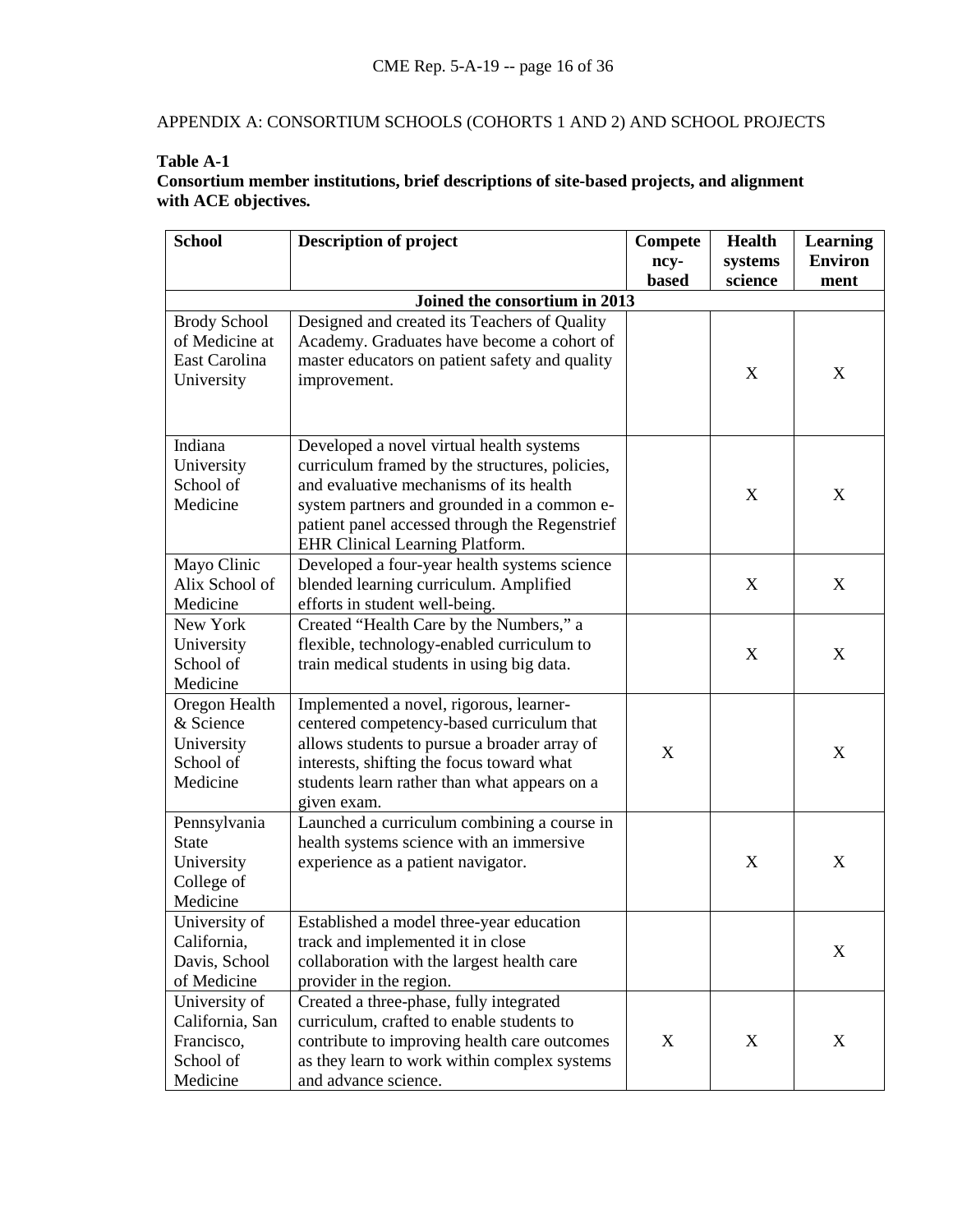APPENDIX A: CONSORTIUM SCHOOLS (COHORTS 1 AND 2) AND SCHOOL PROJECTS

**Table A-1**
**Consortium member institutions, brief descriptions of site-based projects, and alignment with ACE objectives.**

| School | Description of project | Competency-based | Health systems science | Learning Environment |
|---|---|---|---|---|
| **Joined the consortium in 2013** | | | | |
| Brody School of Medicine at East Carolina University | Designed and created its Teachers of Quality Academy. Graduates have become a cohort of master educators on patient safety and quality improvement. | | X | X |
| Indiana University School of Medicine | Developed a novel virtual health systems curriculum framed by the structures, policies, and evaluative mechanisms of its health system partners and grounded in a common e-patient panel accessed through the Regenstrief EHR Clinical Learning Platform. | | X | X |
| Mayo Clinic Alix School of Medicine | Developed a four-year health systems science blended learning curriculum. Amplified efforts in student well-being. | | X | X |
| New York University School of Medicine | Created "Health Care by the Numbers," a flexible, technology-enabled curriculum to train medical students in using big data. | | X | X |
| Oregon Health & Science University School of Medicine | Implemented a novel, rigorous, learner-centered competency-based curriculum that allows students to pursue a broader array of interests, shifting the focus toward what students learn rather than what appears on a given exam. | X | | X |
| Pennsylvania State University College of Medicine | Launched a curriculum combining a course in health systems science with an immersive experience as a patient navigator. | | X | X |
| University of California, Davis, School of Medicine | Established a model three-year education track and implemented it in close collaboration with the largest health care provider in the region. | | | X |
| University of California, San Francisco, School of Medicine | Created a three-phase, fully integrated curriculum, crafted to enable students to contribute to improving health care outcomes as they learn to work within complex systems and advance science. | X | X | X |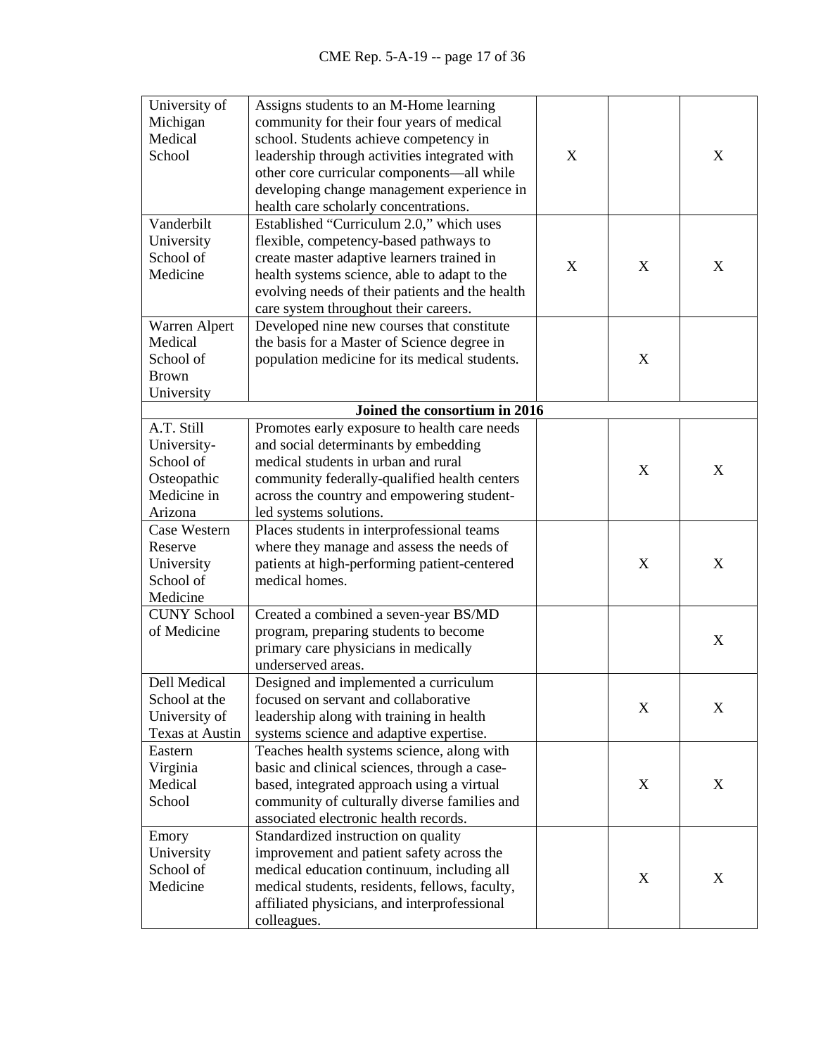| | | | | |
|---|---|---|---|---|
| University of Michigan Medical School | Assigns students to an M-Home learning community for their four years of medical school. Students achieve competency in leadership through activities integrated with other core curricular components—all while developing change management experience in health care scholarly concentrations. | X | | X |
| Vanderbilt University School of Medicine | Established “Curriculum 2.0,” which uses flexible, competency-based pathways to create master adaptive learners trained in health systems science, able to adapt to the evolving needs of their patients and the health care system throughout their careers. | X | X | X |
| Warren Alpert Medical School of Brown University | Developed nine new courses that constitute the basis for a Master of Science degree in population medicine for its medical students. | | X | |
| **Joined the consortium in 2016** | | | | |
| A.T. Still University-School of Osteopathic Medicine in Arizona | Promotes early exposure to health care needs and social determinants by embedding medical students in urban and rural community federally-qualified health centers across the country and empowering student-led systems solutions. | | X | X |
| Case Western Reserve University School of Medicine | Places students in interprofessional teams where they manage and assess the needs of patients at high-performing patient-centered medical homes. | | X | X |
| CUNY School of Medicine | Created a combined a seven-year BS/MD program, preparing students to become primary care physicians in medically underserved areas. | | | X |
| Dell Medical School at the University of Texas at Austin | Designed and implemented a curriculum focused on servant and collaborative leadership along with training in health systems science and adaptive expertise. | | X | X |
| Eastern Virginia Medical School | Teaches health systems science, along with basic and clinical sciences, through a case-based, integrated approach using a virtual community of culturally diverse families and associated electronic health records. | | X | X |
| Emory University School of Medicine | Standardized instruction on quality improvement and patient safety across the medical education continuum, including all medical students, residents, fellows, faculty, affiliated physicians, and interprofessional colleagues. | | X | X |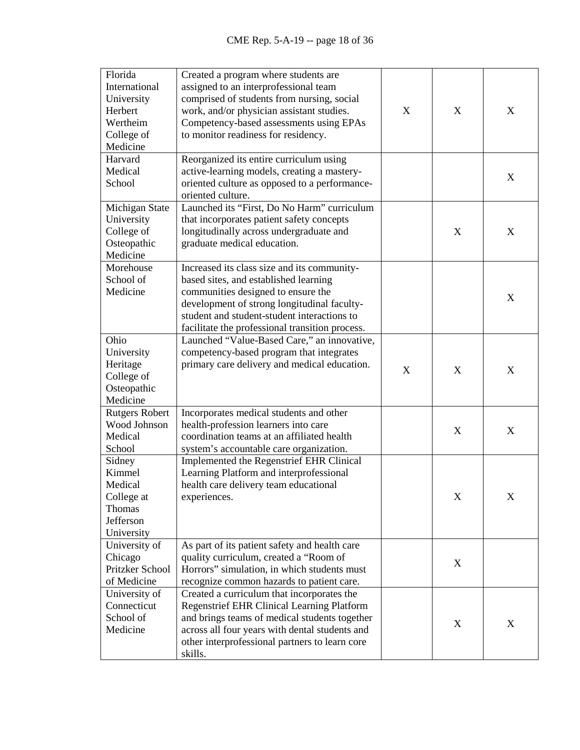| | | | | |
|---|---|---|---|---|
| Florida International University Herbert Wertheim College of Medicine | Created a program where students are assigned to an interprofessional team comprised of students from nursing, social work, and/or physician assistant studies. Competency-based assessments using EPAs to monitor readiness for residency. | X | X | X |
| Harvard Medical School | Reorganized its entire curriculum using active-learning models, creating a mastery-oriented culture as opposed to a performance-oriented culture. | | | X |
| Michigan State University College of Osteopathic Medicine | Launched its "First, Do No Harm" curriculum that incorporates patient safety concepts longitudinally across undergraduate and graduate medical education. | | X | X |
| Morehouse School of Medicine | Increased its class size and its community-based sites, and established learning communities designed to ensure the development of strong longitudinal faculty-student and student-student interactions to facilitate the professional transition process. | | | X |
| Ohio University Heritage College of Osteopathic Medicine | Launched "Value-Based Care," an innovative, competency-based program that integrates primary care delivery and medical education. | X | X | X |
| Rutgers Robert Wood Johnson Medical School | Incorporates medical students and other health-profession learners into care coordination teams at an affiliated health system's accountable care organization. | | X | X |
| Sidney Kimmel Medical College at Thomas Jefferson University | Implemented the Regenstrief EHR Clinical Learning Platform and interprofessional health care delivery team educational experiences. | | X | X |
| University of Chicago Pritzker School of Medicine | As part of its patient safety and health care quality curriculum, created a "Room of Horrors" simulation, in which students must recognize common hazards to patient care. | | X | |
| University of Connecticut School of Medicine | Created a curriculum that incorporates the Regenstrief EHR Clinical Learning Platform and brings teams of medical students together across all four years with dental students and other interprofessional partners to learn core skills. | | X | X |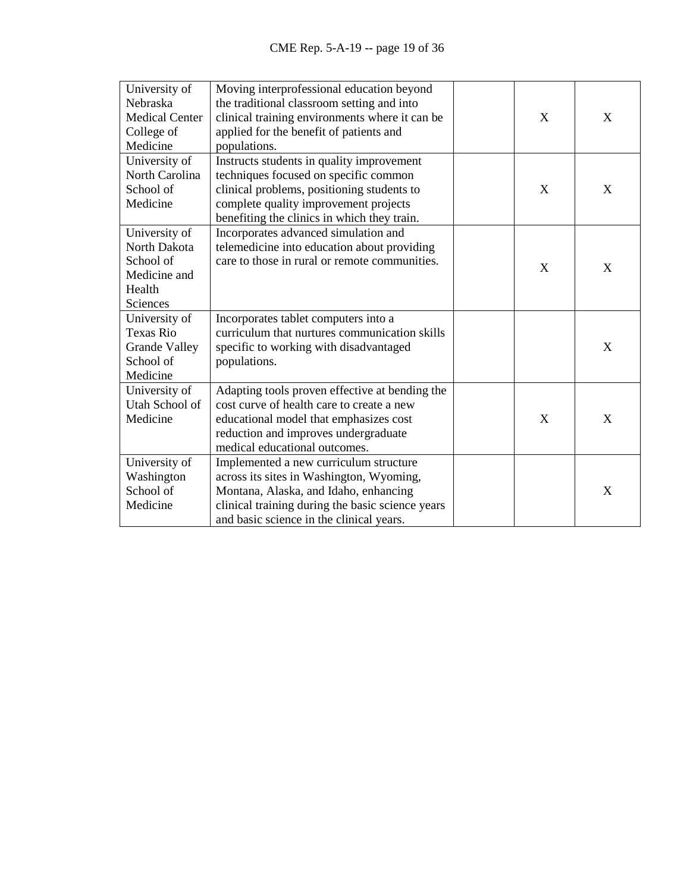| | | | | |
|---|---|---|---|---|
| University of Nebraska Medical Center College of Medicine | Moving interprofessional education beyond the traditional classroom setting and into clinical training environments where it can be applied for the benefit of patients and populations. | | X | X |
| University of North Carolina School of Medicine | Instructs students in quality improvement techniques focused on specific common clinical problems, positioning students to complete quality improvement projects benefiting the clinics in which they train. | | X | X |
| University of North Dakota School of Medicine and Health Sciences | Incorporates advanced simulation and telemedicine into education about providing care to those in rural or remote communities. | | X | X |
| University of Texas Rio Grande Valley School of Medicine | Incorporates tablet computers into a curriculum that nurtures communication skills specific to working with disadvantaged populations. | | | X |
| University of Utah School of Medicine | Adapting tools proven effective at bending the cost curve of health care to create a new educational model that emphasizes cost reduction and improves undergraduate medical educational outcomes. | | X | X |
| University of Washington School of Medicine | Implemented a new curriculum structure across its sites in Washington, Wyoming, Montana, Alaska, and Idaho, enhancing clinical training during the basic science years and basic science in the clinical years. | | | X |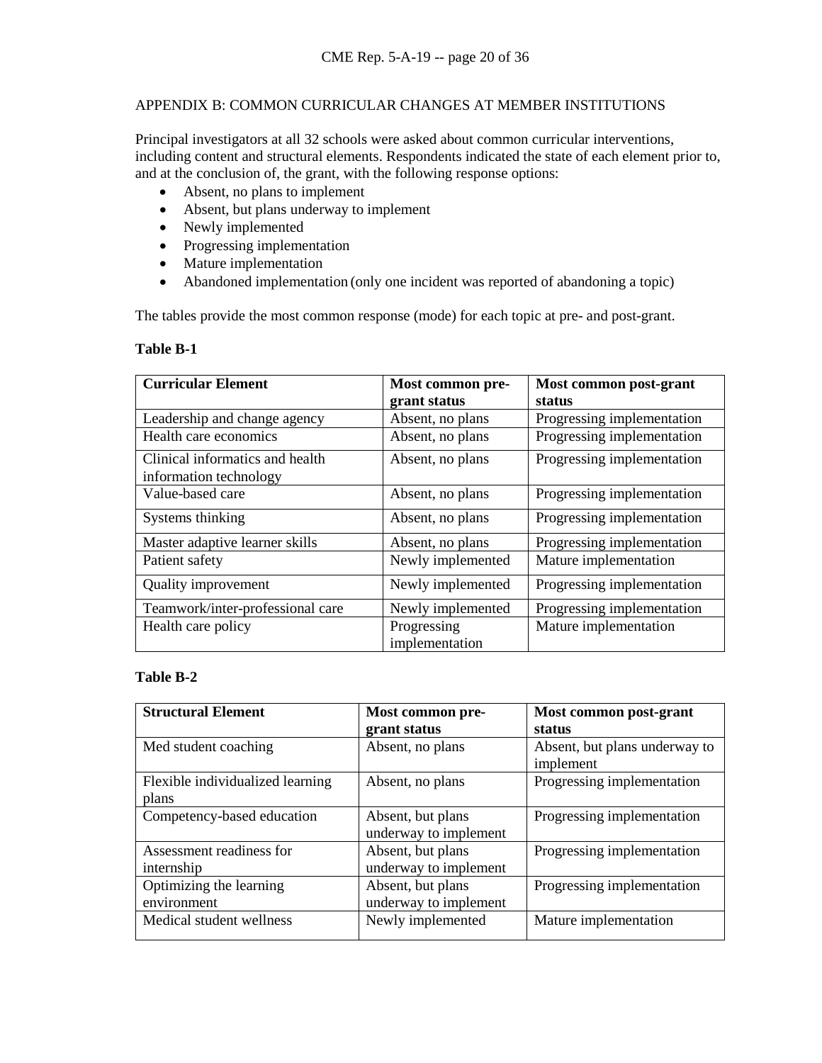## APPENDIX B: COMMON CURRICULAR CHANGES AT MEMBER INSTITUTIONS

Principal investigators at all 32 schools were asked about common curricular interventions, including content and structural elements. Respondents indicated the state of each element prior to, and at the conclusion of, the grant, with the following response options:

- Absent, no plans to implement
- Absent, but plans underway to implement
- Newly implemented
- Progressing implementation
- Mature implementation
- Abandoned implementation (only one incident was reported of abandoning a topic)

The tables provide the most common response (mode) for each topic at pre- and post-grant.

**Table B-1**

| Curricular Element | Most common pre-grant status | Most common post-grant status |
|---|---|---|
| Leadership and change agency | Absent, no plans | Progressing implementation |
| Health care economics | Absent, no plans | Progressing implementation |
| Clinical informatics and health information technology | Absent, no plans | Progressing implementation |
| Value-based care | Absent, no plans | Progressing implementation |
| Systems thinking | Absent, no plans | Progressing implementation |
| Master adaptive learner skills | Absent, no plans | Progressing implementation |
| Patient safety | Newly implemented | Mature implementation |
| Quality improvement | Newly implemented | Progressing implementation |
| Teamwork/inter-professional care | Newly implemented | Progressing implementation |
| Health care policy | Progressing implementation | Mature implementation |

**Table B-2**

| Structural Element | Most common pre-grant status | Most common post-grant status |
|---|---|---|
| Med student coaching | Absent, no plans | Absent, but plans underway to implement |
| Flexible individualized learning plans | Absent, no plans | Progressing implementation |
| Competency-based education | Absent, but plans underway to implement | Progressing implementation |
| Assessment readiness for internship | Absent, but plans underway to implement | Progressing implementation |
| Optimizing the learning environment | Absent, but plans underway to implement | Progressing implementation |
| Medical student wellness | Newly implemented | Mature implementation |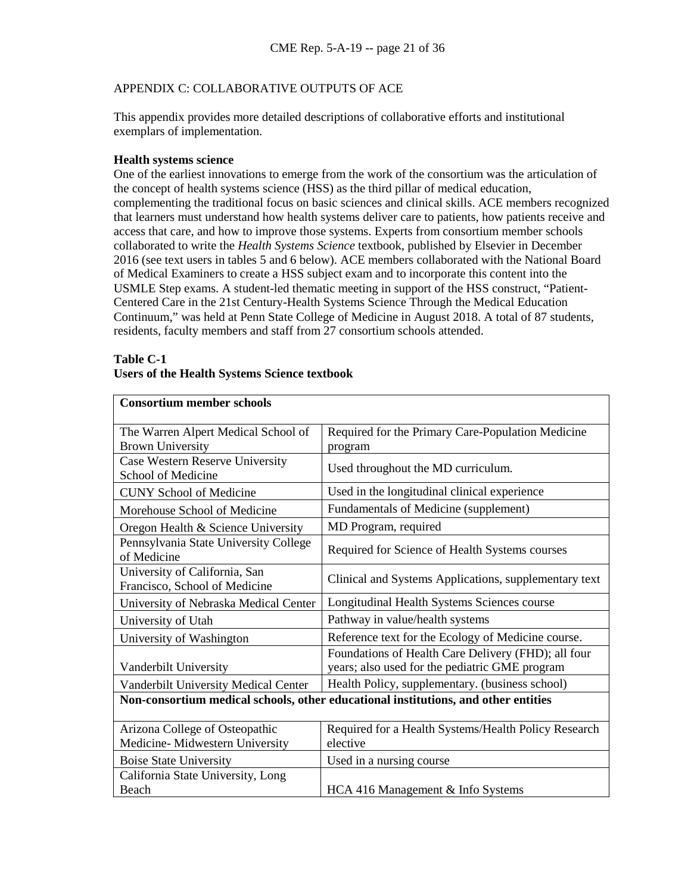APPENDIX C: COLLABORATIVE OUTPUTS OF ACE

This appendix provides more detailed descriptions of collaborative efforts and institutional exemplars of implementation.

**Health systems science**

One of the earliest innovations to emerge from the work of the consortium was the articulation of the concept of health systems science (HSS) as the third pillar of medical education, complementing the traditional focus on basic sciences and clinical skills. ACE members recognized that learners must understand how health systems deliver care to patients, how patients receive and access that care, and how to improve those systems. Experts from consortium member schools collaborated to write the *Health Systems Science* textbook, published by Elsevier in December 2016 (see text users in tables 5 and 6 below). ACE members collaborated with the National Board of Medical Examiners to create a HSS subject exam and to incorporate this content into the USMLE Step exams. A student-led thematic meeting in support of the HSS construct, "Patient-Centered Care in the 21st Century-Health Systems Science Through the Medical Education Continuum," was held at Penn State College of Medicine in August 2018. A total of 87 students, residents, faculty members and staff from 27 consortium schools attended.

**Table C-1**
**Users of the Health Systems Science textbook**

| **Consortium member schools** | |
|---|---|
| The Warren Alpert Medical School of Brown University | Required for the Primary Care-Population Medicine program |
| Case Western Reserve University School of Medicine | Used throughout the MD curriculum. |
| CUNY School of Medicine | Used in the longitudinal clinical experience |
| Morehouse School of Medicine | Fundamentals of Medicine (supplement) |
| Oregon Health & Science University | MD Program, required |
| Pennsylvania State University College of Medicine | Required for Science of Health Systems courses |
| University of California, San Francisco, School of Medicine | Clinical and Systems Applications, supplementary text |
| University of Nebraska Medical Center | Longitudinal Health Systems Sciences course |
| University of Utah | Pathway in value/health systems |
| University of Washington | Reference text for the Ecology of Medicine course. |
| Vanderbilt University | Foundations of Health Care Delivery (FHD); all four years; also used for the pediatric GME program |
| Vanderbilt University Medical Center | Health Policy, supplementary. (business school) |
| **Non-consortium medical schools, other educational institutions, and other entities** | |
| Arizona College of Osteopathic Medicine- Midwestern University | Required for a Health Systems/Health Policy Research elective |
| Boise State University | Used in a nursing course |
| California State University, Long Beach | HCA 416 Management & Info Systems |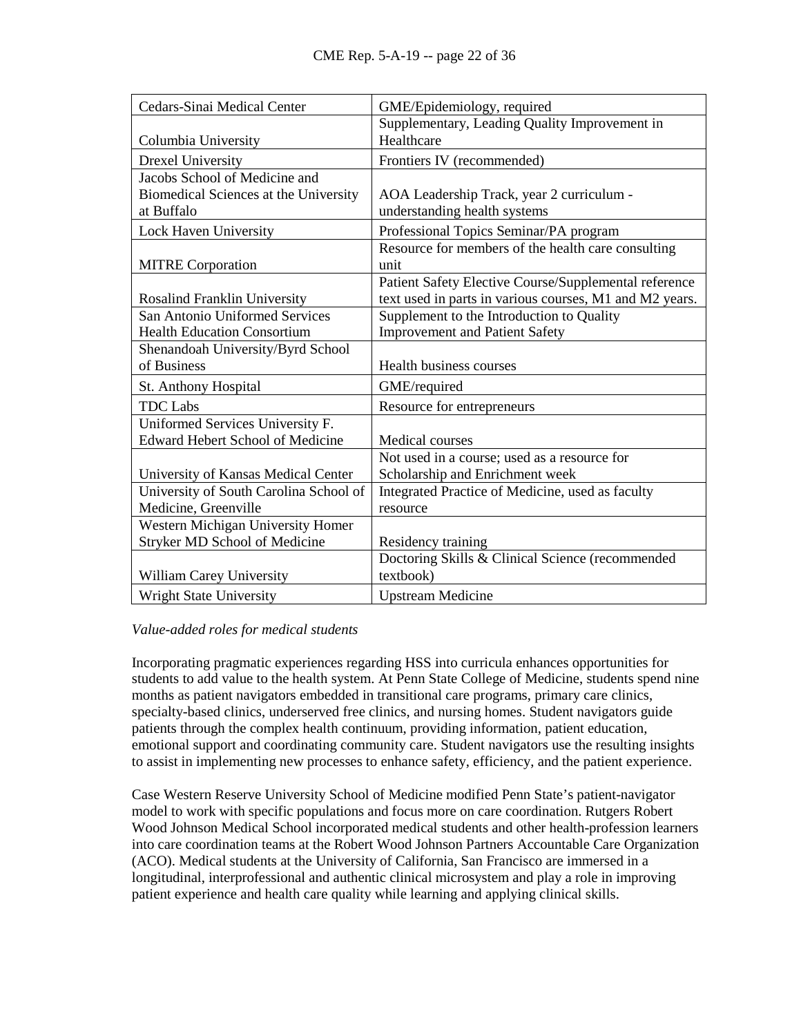| Cedars-Sinai Medical Center | GME/Epidemiology, required |
|---|---|
| Columbia University | Supplementary, Leading Quality Improvement in Healthcare |
| Drexel University | Frontiers IV (recommended) |
| Jacobs School of Medicine and Biomedical Sciences at the University at Buffalo | AOA Leadership Track, year 2 curriculum - understanding health systems |
| Lock Haven University | Professional Topics Seminar/PA program |
| MITRE Corporation | Resource for members of the health care consulting unit |
| Rosalind Franklin University | Patient Safety Elective Course/Supplemental reference text used in parts in various courses, M1 and M2 years. |
| San Antonio Uniformed Services Health Education Consortium | Supplement to the Introduction to Quality Improvement and Patient Safety |
| Shenandoah University/Byrd School of Business | Health business courses |
| St. Anthony Hospital | GME/required |
| TDC Labs | Resource for entrepreneurs |
| Uniformed Services University F. Edward Hebert School of Medicine | Medical courses |
| University of Kansas Medical Center | Not used in a course; used as a resource for Scholarship and Enrichment week |
| University of South Carolina School of Medicine, Greenville | Integrated Practice of Medicine, used as faculty resource |
| Western Michigan University Homer Stryker MD School of Medicine | Residency training |
| William Carey University | Doctoring Skills & Clinical Science (recommended textbook) |
| Wright State University | Upstream Medicine |

*Value-added roles for medical students*

Incorporating pragmatic experiences regarding HSS into curricula enhances opportunities for students to add value to the health system. At Penn State College of Medicine, students spend nine months as patient navigators embedded in transitional care programs, primary care clinics, specialty-based clinics, underserved free clinics, and nursing homes. Student navigators guide patients through the complex health continuum, providing information, patient education, emotional support and coordinating community care. Student navigators use the resulting insights to assist in implementing new processes to enhance safety, efficiency, and the patient experience.

Case Western Reserve University School of Medicine modified Penn State's patient-navigator model to work with specific populations and focus more on care coordination. Rutgers Robert Wood Johnson Medical School incorporated medical students and other health-profession learners into care coordination teams at the Robert Wood Johnson Partners Accountable Care Organization (ACO). Medical students at the University of California, San Francisco are immersed in a longitudinal, interprofessional and authentic clinical microsystem and play a role in improving patient experience and health care quality while learning and applying clinical skills.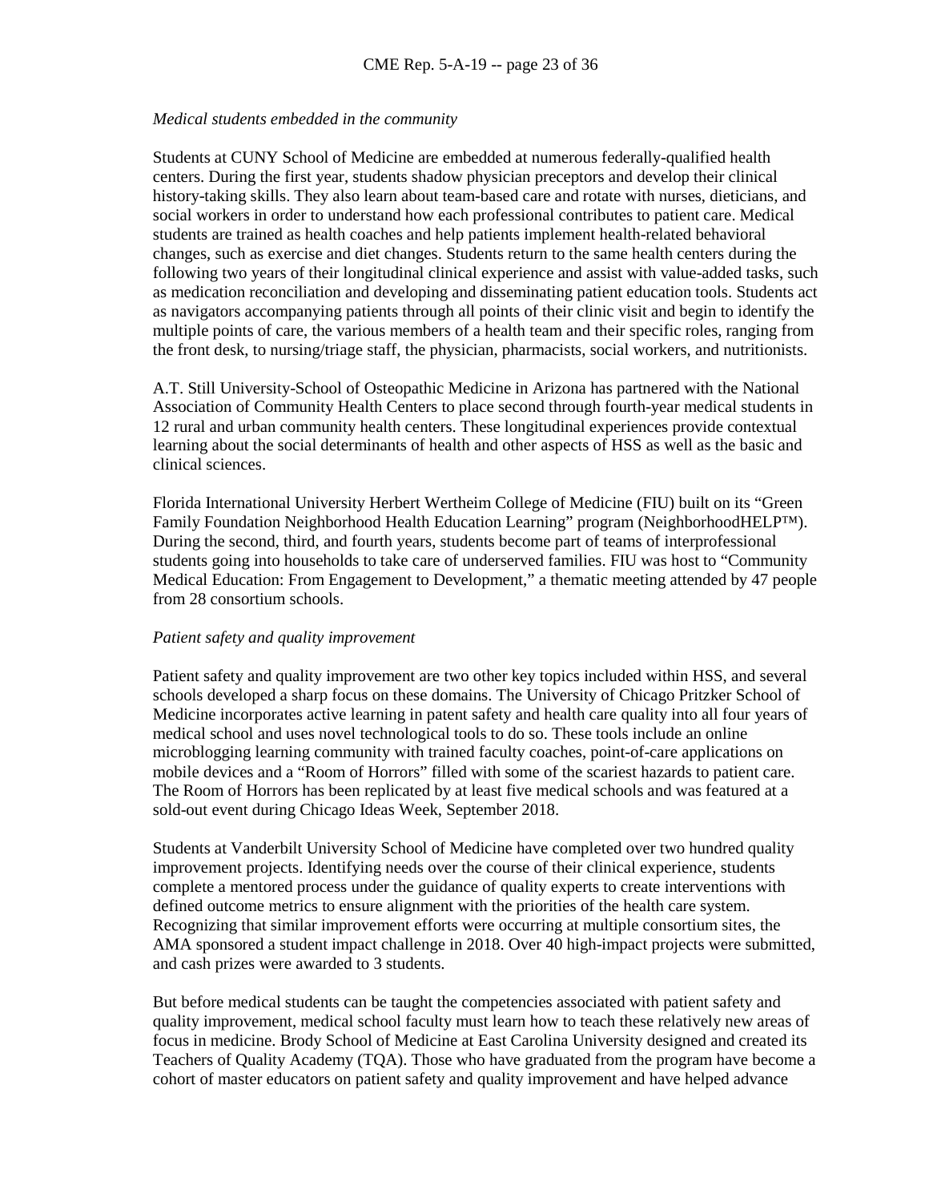*Medical students embedded in the community*

Students at CUNY School of Medicine are embedded at numerous federally-qualified health centers. During the first year, students shadow physician preceptors and develop their clinical history-taking skills. They also learn about team-based care and rotate with nurses, dieticians, and social workers in order to understand how each professional contributes to patient care. Medical students are trained as health coaches and help patients implement health-related behavioral changes, such as exercise and diet changes. Students return to the same health centers during the following two years of their longitudinal clinical experience and assist with value-added tasks, such as medication reconciliation and developing and disseminating patient education tools. Students act as navigators accompanying patients through all points of their clinic visit and begin to identify the multiple points of care, the various members of a health team and their specific roles, ranging from the front desk, to nursing/triage staff, the physician, pharmacists, social workers, and nutritionists.

A.T. Still University-School of Osteopathic Medicine in Arizona has partnered with the National Association of Community Health Centers to place second through fourth-year medical students in 12 rural and urban community health centers. These longitudinal experiences provide contextual learning about the social determinants of health and other aspects of HSS as well as the basic and clinical sciences.

Florida International University Herbert Wertheim College of Medicine (FIU) built on its "Green Family Foundation Neighborhood Health Education Learning" program (NeighborhoodHELP™). During the second, third, and fourth years, students become part of teams of interprofessional students going into households to take care of underserved families. FIU was host to "Community Medical Education: From Engagement to Development," a thematic meeting attended by 47 people from 28 consortium schools.

*Patient safety and quality improvement*

Patient safety and quality improvement are two other key topics included within HSS, and several schools developed a sharp focus on these domains. The University of Chicago Pritzker School of Medicine incorporates active learning in patent safety and health care quality into all four years of medical school and uses novel technological tools to do so. These tools include an online microblogging learning community with trained faculty coaches, point-of-care applications on mobile devices and a "Room of Horrors" filled with some of the scariest hazards to patient care. The Room of Horrors has been replicated by at least five medical schools and was featured at a sold-out event during Chicago Ideas Week, September 2018.

Students at Vanderbilt University School of Medicine have completed over two hundred quality improvement projects. Identifying needs over the course of their clinical experience, students complete a mentored process under the guidance of quality experts to create interventions with defined outcome metrics to ensure alignment with the priorities of the health care system. Recognizing that similar improvement efforts were occurring at multiple consortium sites, the AMA sponsored a student impact challenge in 2018. Over 40 high-impact projects were submitted, and cash prizes were awarded to 3 students.

But before medical students can be taught the competencies associated with patient safety and quality improvement, medical school faculty must learn how to teach these relatively new areas of focus in medicine. Brody School of Medicine at East Carolina University designed and created its Teachers of Quality Academy (TQA). Those who have graduated from the program have become a cohort of master educators on patient safety and quality improvement and have helped advance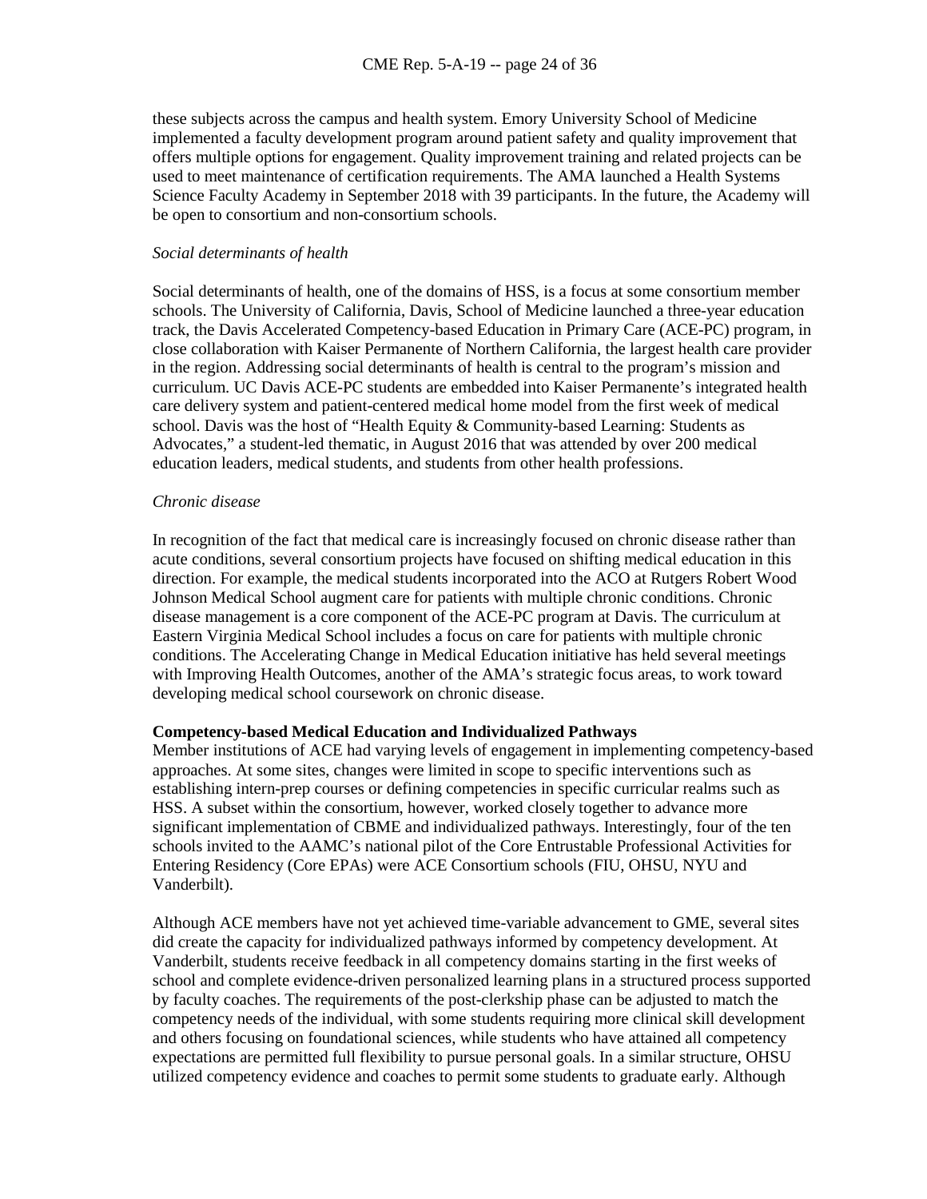these subjects across the campus and health system. Emory University School of Medicine implemented a faculty development program around patient safety and quality improvement that offers multiple options for engagement. Quality improvement training and related projects can be used to meet maintenance of certification requirements. The AMA launched a Health Systems Science Faculty Academy in September 2018 with 39 participants. In the future, the Academy will be open to consortium and non-consortium schools.

*Social determinants of health*

Social determinants of health, one of the domains of HSS, is a focus at some consortium member schools. The University of California, Davis, School of Medicine launched a three-year education track, the Davis Accelerated Competency-based Education in Primary Care (ACE-PC) program, in close collaboration with Kaiser Permanente of Northern California, the largest health care provider in the region. Addressing social determinants of health is central to the program's mission and curriculum. UC Davis ACE-PC students are embedded into Kaiser Permanente's integrated health care delivery system and patient-centered medical home model from the first week of medical school. Davis was the host of "Health Equity & Community-based Learning: Students as Advocates," a student-led thematic, in August 2016 that was attended by over 200 medical education leaders, medical students, and students from other health professions.

*Chronic disease*

In recognition of the fact that medical care is increasingly focused on chronic disease rather than acute conditions, several consortium projects have focused on shifting medical education in this direction. For example, the medical students incorporated into the ACO at Rutgers Robert Wood Johnson Medical School augment care for patients with multiple chronic conditions. Chronic disease management is a core component of the ACE-PC program at Davis. The curriculum at Eastern Virginia Medical School includes a focus on care for patients with multiple chronic conditions. The Accelerating Change in Medical Education initiative has held several meetings with Improving Health Outcomes, another of the AMA's strategic focus areas, to work toward developing medical school coursework on chronic disease.

**Competency-based Medical Education and Individualized Pathways**

Member institutions of ACE had varying levels of engagement in implementing competency-based approaches. At some sites, changes were limited in scope to specific interventions such as establishing intern-prep courses or defining competencies in specific curricular realms such as HSS. A subset within the consortium, however, worked closely together to advance more significant implementation of CBME and individualized pathways. Interestingly, four of the ten schools invited to the AAMC's national pilot of the Core Entrustable Professional Activities for Entering Residency (Core EPAs) were ACE Consortium schools (FIU, OHSU, NYU and Vanderbilt).

Although ACE members have not yet achieved time-variable advancement to GME, several sites did create the capacity for individualized pathways informed by competency development. At Vanderbilt, students receive feedback in all competency domains starting in the first weeks of school and complete evidence-driven personalized learning plans in a structured process supported by faculty coaches. The requirements of the post-clerkship phase can be adjusted to match the competency needs of the individual, with some students requiring more clinical skill development and others focusing on foundational sciences, while students who have attained all competency expectations are permitted full flexibility to pursue personal goals. In a similar structure, OHSU utilized competency evidence and coaches to permit some students to graduate early. Although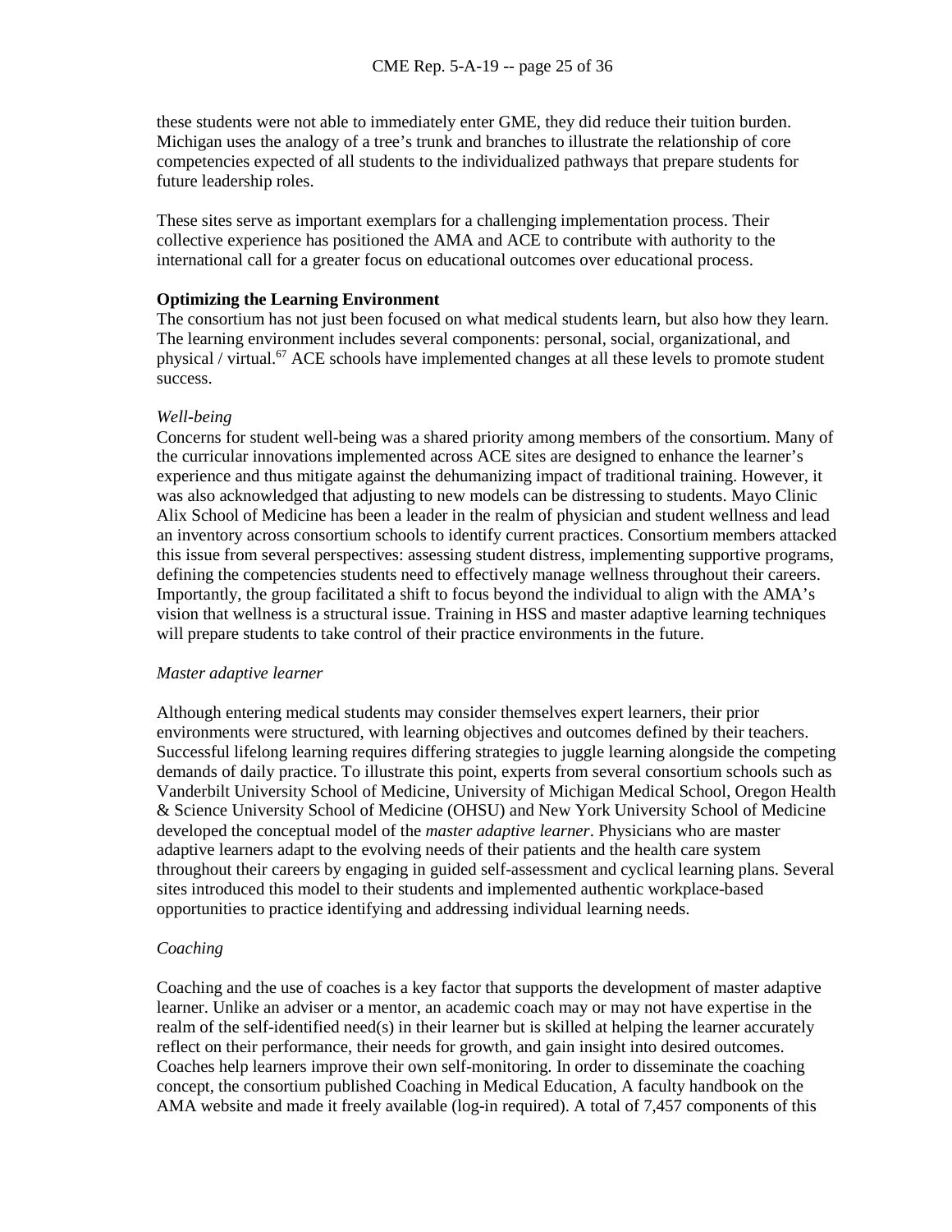these students were not able to immediately enter GME, they did reduce their tuition burden. Michigan uses the analogy of a tree's trunk and branches to illustrate the relationship of core competencies expected of all students to the individualized pathways that prepare students for future leadership roles.

These sites serve as important exemplars for a challenging implementation process. Their collective experience has positioned the AMA and ACE to contribute with authority to the international call for a greater focus on educational outcomes over educational process.

**Optimizing the Learning Environment**

The consortium has not just been focused on what medical students learn, but also how they learn. The learning environment includes several components: personal, social, organizational, and physical / virtual.[67] ACE schools have implemented changes at all these levels to promote student success.

*Well-being*

Concerns for student well-being was a shared priority among members of the consortium. Many of the curricular innovations implemented across ACE sites are designed to enhance the learner's experience and thus mitigate against the dehumanizing impact of traditional training. However, it was also acknowledged that adjusting to new models can be distressing to students. Mayo Clinic Alix School of Medicine has been a leader in the realm of physician and student wellness and lead an inventory across consortium schools to identify current practices. Consortium members attacked this issue from several perspectives: assessing student distress, implementing supportive programs, defining the competencies students need to effectively manage wellness throughout their careers. Importantly, the group facilitated a shift to focus beyond the individual to align with the AMA's vision that wellness is a structural issue. Training in HSS and master adaptive learning techniques will prepare students to take control of their practice environments in the future.

*Master adaptive learner*

Although entering medical students may consider themselves expert learners, their prior environments were structured, with learning objectives and outcomes defined by their teachers. Successful lifelong learning requires differing strategies to juggle learning alongside the competing demands of daily practice. To illustrate this point, experts from several consortium schools such as Vanderbilt University School of Medicine, University of Michigan Medical School, Oregon Health & Science University School of Medicine (OHSU) and New York University School of Medicine developed the conceptual model of the *master adaptive learner*. Physicians who are master adaptive learners adapt to the evolving needs of their patients and the health care system throughout their careers by engaging in guided self-assessment and cyclical learning plans. Several sites introduced this model to their students and implemented authentic workplace-based opportunities to practice identifying and addressing individual learning needs.

*Coaching*

Coaching and the use of coaches is a key factor that supports the development of master adaptive learner. Unlike an adviser or a mentor, an academic coach may or may not have expertise in the realm of the self-identified need(s) in their learner but is skilled at helping the learner accurately reflect on their performance, their needs for growth, and gain insight into desired outcomes. Coaches help learners improve their own self-monitoring. In order to disseminate the coaching concept, the consortium published Coaching in Medical Education, A faculty handbook on the AMA website and made it freely available (log-in required). A total of 7,457 components of this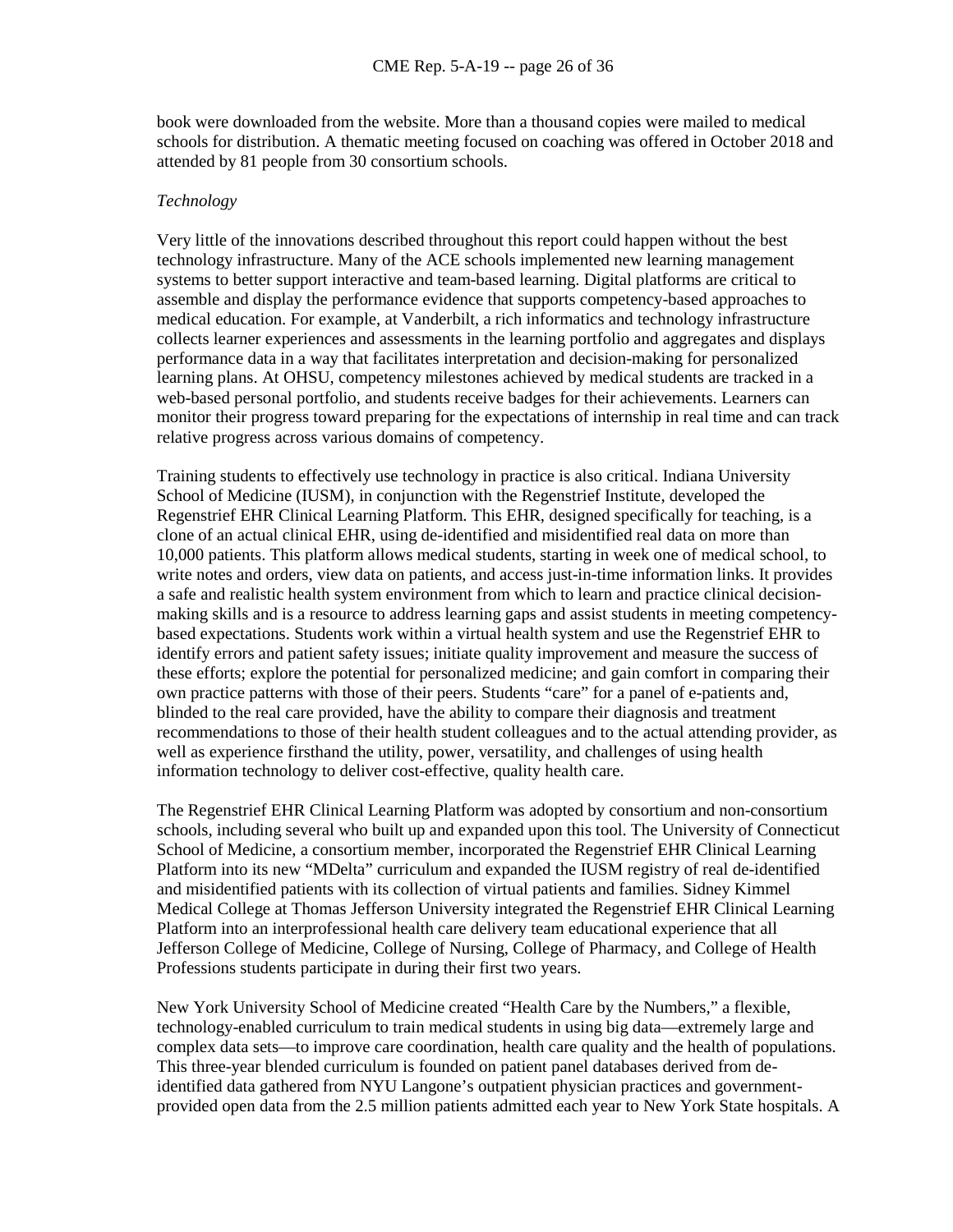book were downloaded from the website. More than a thousand copies were mailed to medical schools for distribution. A thematic meeting focused on coaching was offered in October 2018 and attended by 81 people from 30 consortium schools.

*Technology*

Very little of the innovations described throughout this report could happen without the best technology infrastructure. Many of the ACE schools implemented new learning management systems to better support interactive and team-based learning. Digital platforms are critical to assemble and display the performance evidence that supports competency-based approaches to medical education. For example, at Vanderbilt, a rich informatics and technology infrastructure collects learner experiences and assessments in the learning portfolio and aggregates and displays performance data in a way that facilitates interpretation and decision-making for personalized learning plans. At OHSU, competency milestones achieved by medical students are tracked in a web-based personal portfolio, and students receive badges for their achievements. Learners can monitor their progress toward preparing for the expectations of internship in real time and can track relative progress across various domains of competency.

Training students to effectively use technology in practice is also critical. Indiana University School of Medicine (IUSM), in conjunction with the Regenstrief Institute, developed the Regenstrief EHR Clinical Learning Platform. This EHR, designed specifically for teaching, is a clone of an actual clinical EHR, using de-identified and misidentified real data on more than 10,000 patients. This platform allows medical students, starting in week one of medical school, to write notes and orders, view data on patients, and access just-in-time information links. It provides a safe and realistic health system environment from which to learn and practice clinical decision-making skills and is a resource to address learning gaps and assist students in meeting competency-based expectations. Students work within a virtual health system and use the Regenstrief EHR to identify errors and patient safety issues; initiate quality improvement and measure the success of these efforts; explore the potential for personalized medicine; and gain comfort in comparing their own practice patterns with those of their peers. Students "care" for a panel of e-patients and, blinded to the real care provided, have the ability to compare their diagnosis and treatment recommendations to those of their health student colleagues and to the actual attending provider, as well as experience firsthand the utility, power, versatility, and challenges of using health information technology to deliver cost-effective, quality health care.

The Regenstrief EHR Clinical Learning Platform was adopted by consortium and non-consortium schools, including several who built up and expanded upon this tool. The University of Connecticut School of Medicine, a consortium member, incorporated the Regenstrief EHR Clinical Learning Platform into its new "MDelta" curriculum and expanded the IUSM registry of real de-identified and misidentified patients with its collection of virtual patients and families. Sidney Kimmel Medical College at Thomas Jefferson University integrated the Regenstrief EHR Clinical Learning Platform into an interprofessional health care delivery team educational experience that all Jefferson College of Medicine, College of Nursing, College of Pharmacy, and College of Health Professions students participate in during their first two years.

New York University School of Medicine created "Health Care by the Numbers," a flexible, technology-enabled curriculum to train medical students in using big data—extremely large and complex data sets—to improve care coordination, health care quality and the health of populations. This three-year blended curriculum is founded on patient panel databases derived from de-identified data gathered from NYU Langone's outpatient physician practices and government-provided open data from the 2.5 million patients admitted each year to New York State hospitals. A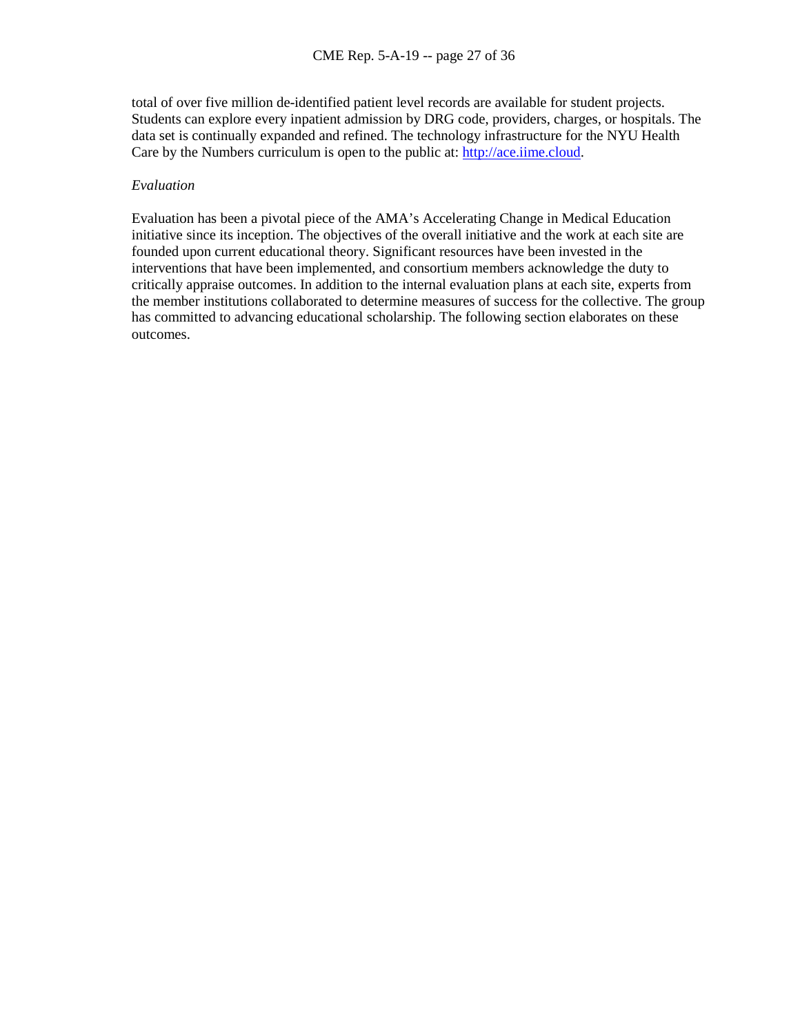total of over five million de-identified patient level records are available for student projects. Students can explore every inpatient admission by DRG code, providers, charges, or hospitals. The data set is continually expanded and refined. The technology infrastructure for the NYU Health Care by the Numbers curriculum is open to the public at: [http://ace.iime.cloud](http://ace.iime.cloud).

*Evaluation*

Evaluation has been a pivotal piece of the AMA's Accelerating Change in Medical Education initiative since its inception. The objectives of the overall initiative and the work at each site are founded upon current educational theory. Significant resources have been invested in the interventions that have been implemented, and consortium members acknowledge the duty to critically appraise outcomes. In addition to the internal evaluation plans at each site, experts from the member institutions collaborated to determine measures of success for the collective. The group has committed to advancing educational scholarship. The following section elaborates on these outcomes.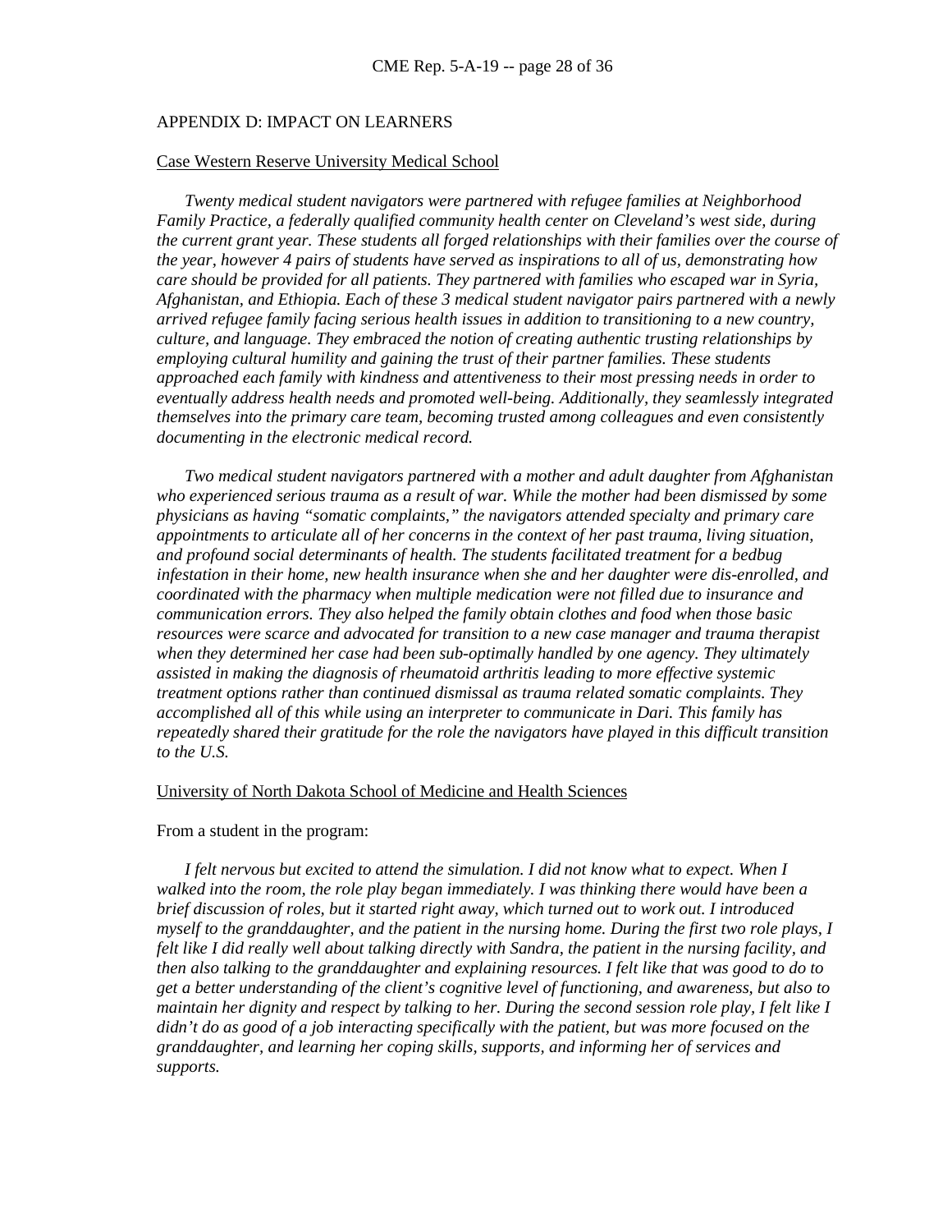## APPENDIX D: IMPACT ON LEARNERS

Case Western Reserve University Medical School

*Twenty medical student navigators were partnered with refugee families at Neighborhood Family Practice, a federally qualified community health center on Cleveland's west side, during the current grant year. These students all forged relationships with their families over the course of the year, however 4 pairs of students have served as inspirations to all of us, demonstrating how care should be provided for all patients. They partnered with families who escaped war in Syria, Afghanistan, and Ethiopia. Each of these 3 medical student navigator pairs partnered with a newly arrived refugee family facing serious health issues in addition to transitioning to a new country, culture, and language. They embraced the notion of creating authentic trusting relationships by employing cultural humility and gaining the trust of their partner families. These students approached each family with kindness and attentiveness to their most pressing needs in order to eventually address health needs and promoted well-being. Additionally, they seamlessly integrated themselves into the primary care team, becoming trusted among colleagues and even consistently documenting in the electronic medical record.*

*Two medical student navigators partnered with a mother and adult daughter from Afghanistan who experienced serious trauma as a result of war. While the mother had been dismissed by some physicians as having "somatic complaints," the navigators attended specialty and primary care appointments to articulate all of her concerns in the context of her past trauma, living situation, and profound social determinants of health. The students facilitated treatment for a bedbug infestation in their home, new health insurance when she and her daughter were dis-enrolled, and coordinated with the pharmacy when multiple medication were not filled due to insurance and communication errors. They also helped the family obtain clothes and food when those basic resources were scarce and advocated for transition to a new case manager and trauma therapist when they determined her case had been sub-optimally handled by one agency. They ultimately assisted in making the diagnosis of rheumatoid arthritis leading to more effective systemic treatment options rather than continued dismissal as trauma related somatic complaints. They accomplished all of this while using an interpreter to communicate in Dari. This family has repeatedly shared their gratitude for the role the navigators have played in this difficult transition to the U.S.*

University of North Dakota School of Medicine and Health Sciences

From a student in the program:

*I felt nervous but excited to attend the simulation. I did not know what to expect. When I walked into the room, the role play began immediately. I was thinking there would have been a brief discussion of roles, but it started right away, which turned out to work out. I introduced myself to the granddaughter, and the patient in the nursing home. During the first two role plays, I felt like I did really well about talking directly with Sandra, the patient in the nursing facility, and then also talking to the granddaughter and explaining resources. I felt like that was good to do to get a better understanding of the client's cognitive level of functioning, and awareness, but also to maintain her dignity and respect by talking to her. During the second session role play, I felt like I didn't do as good of a job interacting specifically with the patient, but was more focused on the granddaughter, and learning her coping skills, supports, and informing her of services and supports.*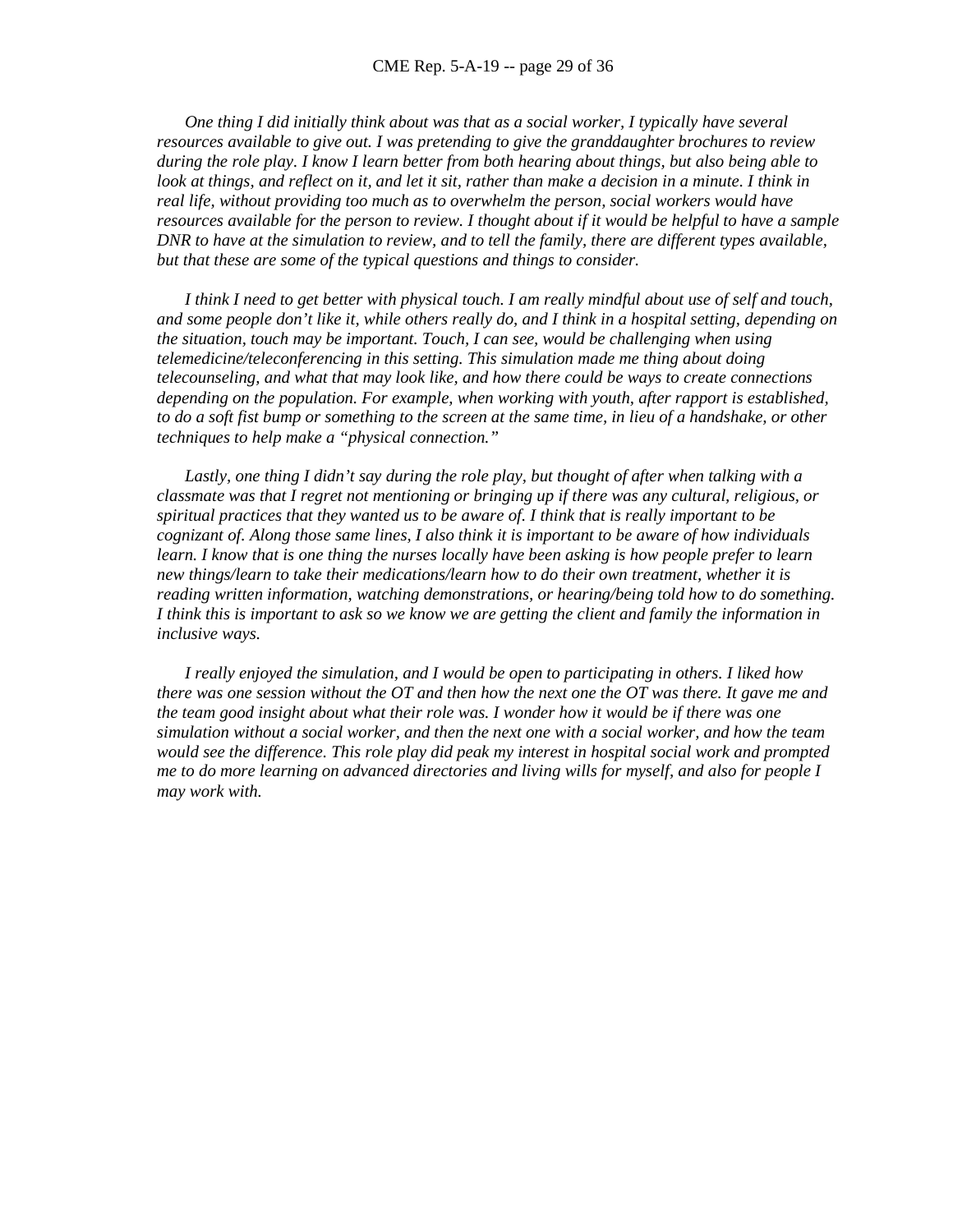*One thing I did initially think about was that as a social worker, I typically have several resources available to give out. I was pretending to give the granddaughter brochures to review during the role play. I know I learn better from both hearing about things, but also being able to look at things, and reflect on it, and let it sit, rather than make a decision in a minute. I think in real life, without providing too much as to overwhelm the person, social workers would have resources available for the person to review. I thought about if it would be helpful to have a sample DNR to have at the simulation to review, and to tell the family, there are different types available, but that these are some of the typical questions and things to consider.*

*I think I need to get better with physical touch. I am really mindful about use of self and touch, and some people don't like it, while others really do, and I think in a hospital setting, depending on the situation, touch may be important. Touch, I can see, would be challenging when using telemedicine/teleconferencing in this setting. This simulation made me thing about doing telecounseling, and what that may look like, and how there could be ways to create connections depending on the population. For example, when working with youth, after rapport is established, to do a soft fist bump or something to the screen at the same time, in lieu of a handshake, or other techniques to help make a "physical connection."*

*Lastly, one thing I didn't say during the role play, but thought of after when talking with a classmate was that I regret not mentioning or bringing up if there was any cultural, religious, or spiritual practices that they wanted us to be aware of. I think that is really important to be cognizant of. Along those same lines, I also think it is important to be aware of how individuals learn. I know that is one thing the nurses locally have been asking is how people prefer to learn new things/learn to take their medications/learn how to do their own treatment, whether it is reading written information, watching demonstrations, or hearing/being told how to do something. I think this is important to ask so we know we are getting the client and family the information in inclusive ways.*

*I really enjoyed the simulation, and I would be open to participating in others. I liked how there was one session without the OT and then how the next one the OT was there. It gave me and the team good insight about what their role was. I wonder how it would be if there was one simulation without a social worker, and then the next one with a social worker, and how the team would see the difference. This role play did peak my interest in hospital social work and prompted me to do more learning on advanced directories and living wills for myself, and also for people I may work with.*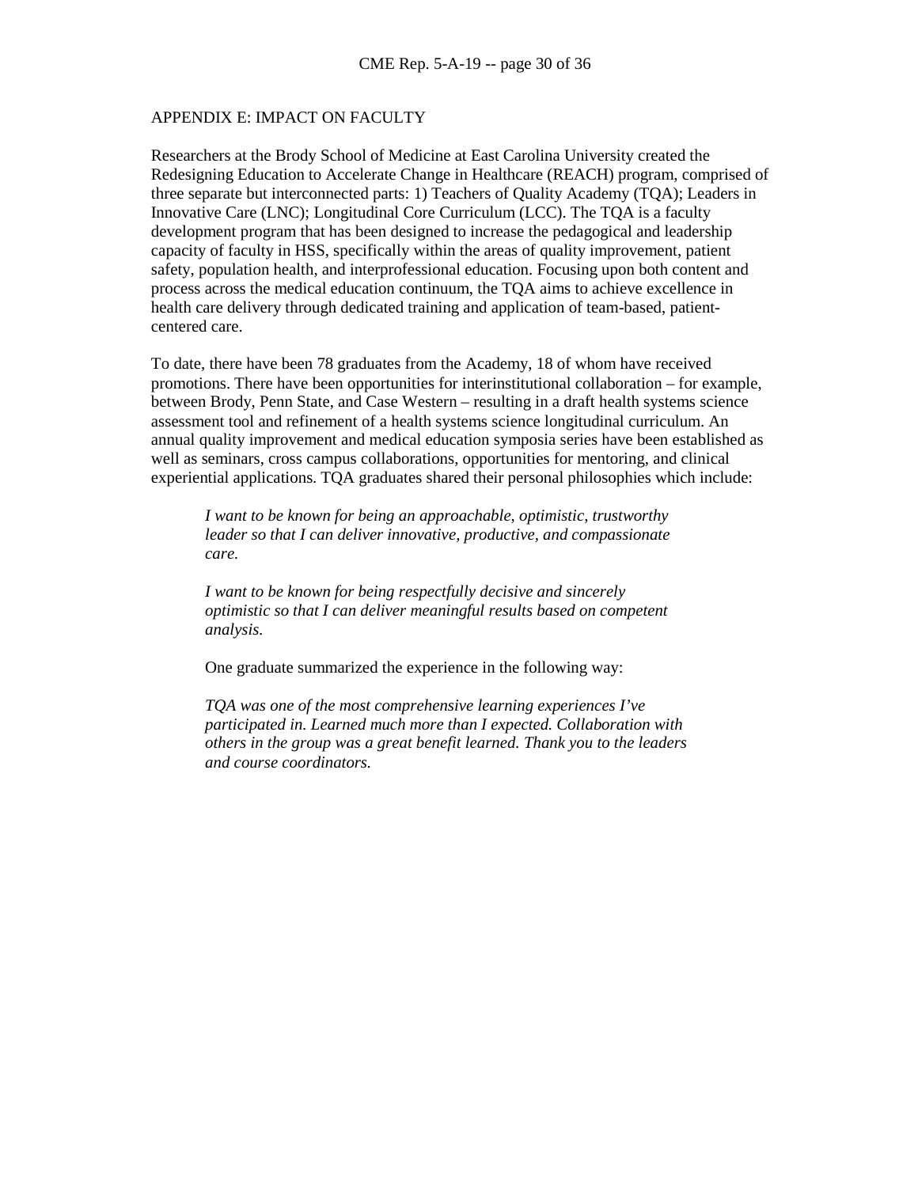## APPENDIX E: IMPACT ON FACULTY

Researchers at the Brody School of Medicine at East Carolina University created the Redesigning Education to Accelerate Change in Healthcare (REACH) program, comprised of three separate but interconnected parts: 1) Teachers of Quality Academy (TQA); Leaders in Innovative Care (LNC); Longitudinal Core Curriculum (LCC). The TQA is a faculty development program that has been designed to increase the pedagogical and leadership capacity of faculty in HSS, specifically within the areas of quality improvement, patient safety, population health, and interprofessional education. Focusing upon both content and process across the medical education continuum, the TQA aims to achieve excellence in health care delivery through dedicated training and application of team-based, patient-centered care.

To date, there have been 78 graduates from the Academy, 18 of whom have received promotions. There have been opportunities for interinstitutional collaboration – for example, between Brody, Penn State, and Case Western – resulting in a draft health systems science assessment tool and refinement of a health systems science longitudinal curriculum. An annual quality improvement and medical education symposia series have been established as well as seminars, cross campus collaborations, opportunities for mentoring, and clinical experiential applications. TQA graduates shared their personal philosophies which include:

> *I want to be known for being an approachable, optimistic, trustworthy leader so that I can deliver innovative, productive, and compassionate care.*
>
> *I want to be known for being respectfully decisive and sincerely optimistic so that I can deliver meaningful results based on competent analysis.*
>
> One graduate summarized the experience in the following way:
>
> *TQA was one of the most comprehensive learning experiences I've participated in. Learned much more than I expected. Collaboration with others in the group was a great benefit learned. Thank you to the leaders and course coordinators.*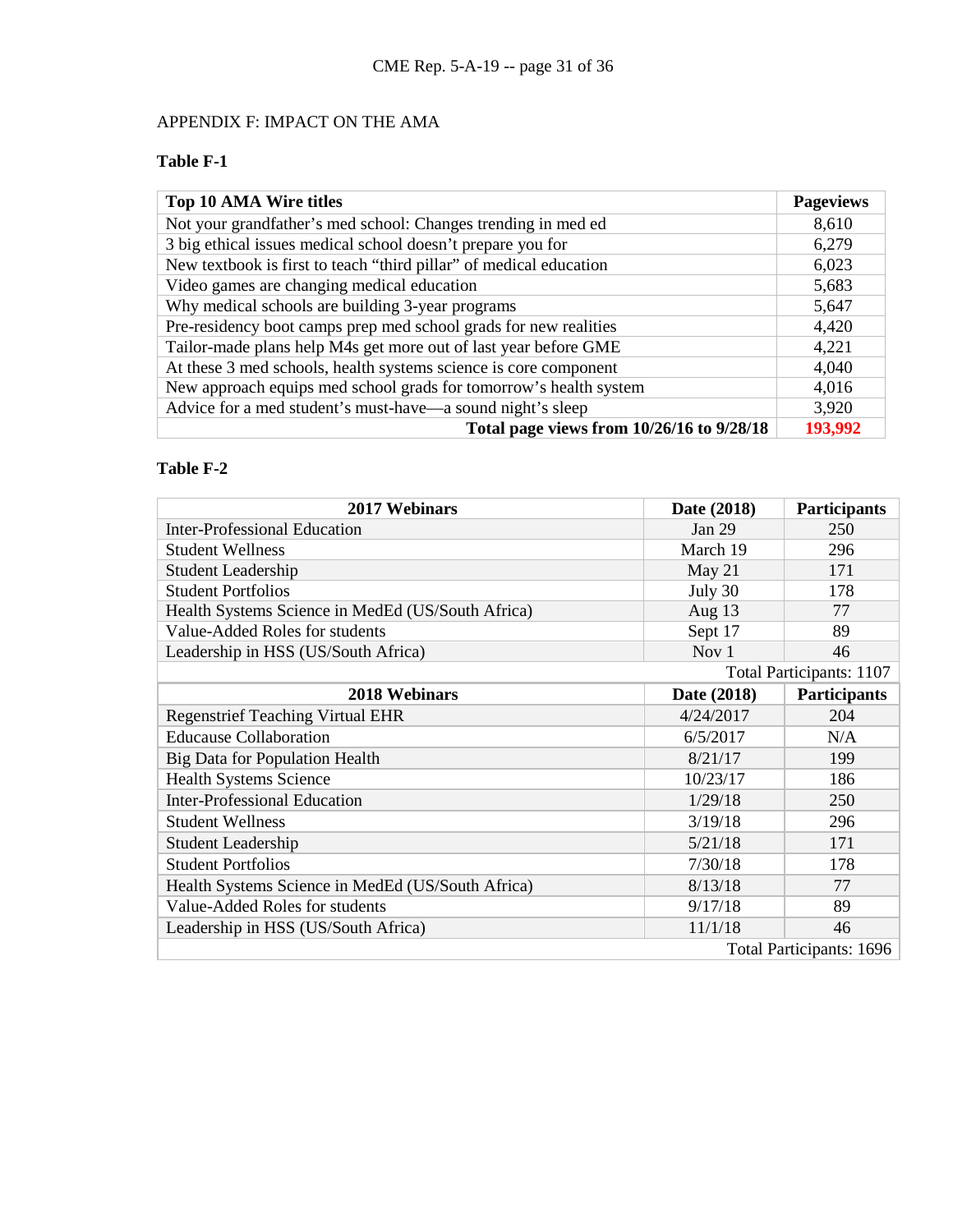APPENDIX F: IMPACT ON THE AMA

**Table F-1**

| Top 10 AMA Wire titles | Pageviews |
|---|---|
| Not your grandfather's med school: Changes trending in med ed | 8,610 |
| 3 big ethical issues medical school doesn't prepare you for | 6,279 |
| New textbook is first to teach "third pillar" of medical education | 6,023 |
| Video games are changing medical education | 5,683 |
| Why medical schools are building 3-year programs | 5,647 |
| Pre-residency boot camps prep med school grads for new realities | 4,420 |
| Tailor-made plans help M4s get more out of last year before GME | 4,221 |
| At these 3 med schools, health systems science is core component | 4,040 |
| New approach equips med school grads for tomorrow's health system | 4,016 |
| Advice for a med student's must-have—a sound night's sleep | 3,920 |
| **Total page views from 10/26/16 to 9/28/18** | **193,992** |

**Table F-2**

| 2017 Webinars | Date (2018) | Participants |
|---|---|---|
| Inter-Professional Education | Jan 29 | 250 |
| Student Wellness | March 19 | 296 |
| Student Leadership | May 21 | 171 |
| Student Portfolios | July 30 | 178 |
| Health Systems Science in MedEd (US/South Africa) | Aug 13 | 77 |
| Value-Added Roles for students | Sept 17 | 89 |
| Leadership in HSS (US/South Africa) | Nov 1 | 46 |
| | | Total Participants: 1107 |
| **2018 Webinars** | **Date (2018)** | **Participants** |
| Regenstrief Teaching Virtual EHR | 4/24/2017 | 204 |
| Educause Collaboration | 6/5/2017 | N/A |
| Big Data for Population Health | 8/21/17 | 199 |
| Health Systems Science | 10/23/17 | 186 |
| Inter-Professional Education | 1/29/18 | 250 |
| Student Wellness | 3/19/18 | 296 |
| Student Leadership | 5/21/18 | 171 |
| Student Portfolios | 7/30/18 | 178 |
| Health Systems Science in MedEd (US/South Africa) | 8/13/18 | 77 |
| Value-Added Roles for students | 9/17/18 | 89 |
| Leadership in HSS (US/South Africa) | 11/1/18 | 46 |
| | | Total Participants: 1696 |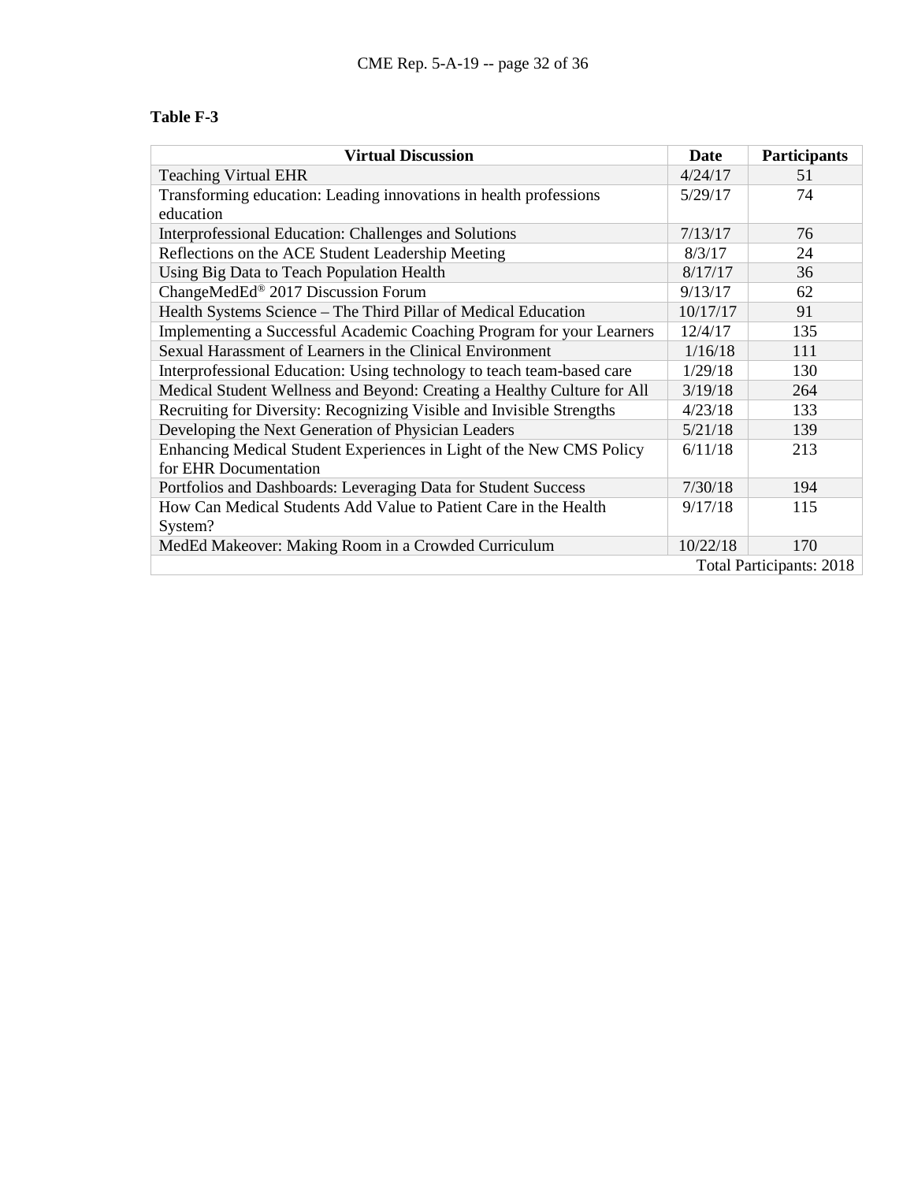**Table F-3**

| Virtual Discussion | Date | Participants |
|---|---|---|
| Teaching Virtual EHR | 4/24/17 | 51 |
| Transforming education: Leading innovations in health professions education | 5/29/17 | 74 |
| Interprofessional Education: Challenges and Solutions | 7/13/17 | 76 |
| Reflections on the ACE Student Leadership Meeting | 8/3/17 | 24 |
| Using Big Data to Teach Population Health | 8/17/17 | 36 |
| ChangeMedEd® 2017 Discussion Forum | 9/13/17 | 62 |
| Health Systems Science – The Third Pillar of Medical Education | 10/17/17 | 91 |
| Implementing a Successful Academic Coaching Program for your Learners | 12/4/17 | 135 |
| Sexual Harassment of Learners in the Clinical Environment | 1/16/18 | 111 |
| Interprofessional Education: Using technology to teach team-based care | 1/29/18 | 130 |
| Medical Student Wellness and Beyond: Creating a Healthy Culture for All | 3/19/18 | 264 |
| Recruiting for Diversity: Recognizing Visible and Invisible Strengths | 4/23/18 | 133 |
| Developing the Next Generation of Physician Leaders | 5/21/18 | 139 |
| Enhancing Medical Student Experiences in Light of the New CMS Policy for EHR Documentation | 6/11/18 | 213 |
| Portfolios and Dashboards: Leveraging Data for Student Success | 7/30/18 | 194 |
| How Can Medical Students Add Value to Patient Care in the Health System? | 9/17/18 | 115 |
| MedEd Makeover: Making Room in a Crowded Curriculum | 10/22/18 | 170 |
| | | Total Participants: 2018 |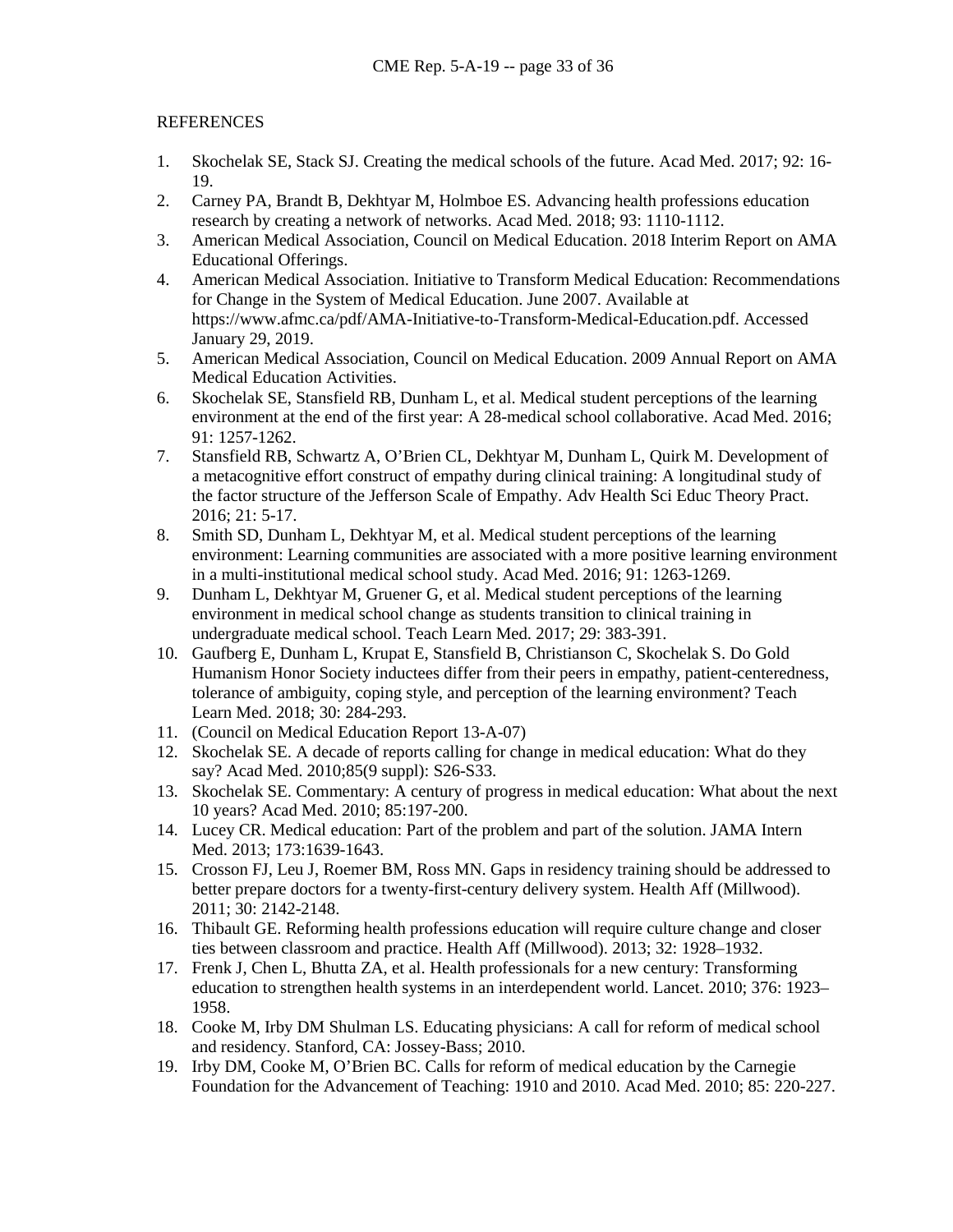REFERENCES

1. Skochelak SE, Stack SJ. Creating the medical schools of the future. Acad Med. 2017; 92: 16-19.
2. Carney PA, Brandt B, Dekhtyar M, Holmboe ES. Advancing health professions education research by creating a network of networks. Acad Med. 2018; 93: 1110-1112.
3. American Medical Association, Council on Medical Education. 2018 Interim Report on AMA Educational Offerings.
4. American Medical Association. Initiative to Transform Medical Education: Recommendations for Change in the System of Medical Education. June 2007. Available at https://www.afmc.ca/pdf/AMA-Initiative-to-Transform-Medical-Education.pdf. Accessed January 29, 2019.
5. American Medical Association, Council on Medical Education. 2009 Annual Report on AMA Medical Education Activities.
6. Skochelak SE, Stansfield RB, Dunham L, et al. Medical student perceptions of the learning environment at the end of the first year: A 28-medical school collaborative. Acad Med. 2016; 91: 1257-1262.
7. Stansfield RB, Schwartz A, O'Brien CL, Dekhtyar M, Dunham L, Quirk M. Development of a metacognitive effort construct of empathy during clinical training: A longitudinal study of the factor structure of the Jefferson Scale of Empathy. Adv Health Sci Educ Theory Pract. 2016; 21: 5-17.
8. Smith SD, Dunham L, Dekhtyar M, et al. Medical student perceptions of the learning environment: Learning communities are associated with a more positive learning environment in a multi-institutional medical school study. Acad Med. 2016; 91: 1263-1269.
9. Dunham L, Dekhtyar M, Gruener G, et al. Medical student perceptions of the learning environment in medical school change as students transition to clinical training in undergraduate medical school. Teach Learn Med. 2017; 29: 383-391.
10. Gaufberg E, Dunham L, Krupat E, Stansfield B, Christianson C, Skochelak S. Do Gold Humanism Honor Society inductees differ from their peers in empathy, patient-centeredness, tolerance of ambiguity, coping style, and perception of the learning environment? Teach Learn Med. 2018; 30: 284-293.
11. (Council on Medical Education Report 13-A-07)
12. Skochelak SE. A decade of reports calling for change in medical education: What do they say? Acad Med. 2010;85(9 suppl): S26-S33.
13. Skochelak SE. Commentary: A century of progress in medical education: What about the next 10 years? Acad Med. 2010; 85:197-200.
14. Lucey CR. Medical education: Part of the problem and part of the solution. JAMA Intern Med. 2013; 173:1639-1643.
15. Crosson FJ, Leu J, Roemer BM, Ross MN. Gaps in residency training should be addressed to better prepare doctors for a twenty-first-century delivery system. Health Aff (Millwood). 2011; 30: 2142-2148.
16. Thibault GE. Reforming health professions education will require culture change and closer ties between classroom and practice. Health Aff (Millwood). 2013; 32: 1928–1932.
17. Frenk J, Chen L, Bhutta ZA, et al. Health professionals for a new century: Transforming education to strengthen health systems in an interdependent world. Lancet. 2010; 376: 1923–1958.
18. Cooke M, Irby DM Shulman LS. Educating physicians: A call for reform of medical school and residency. Stanford, CA: Jossey-Bass; 2010.
19. Irby DM, Cooke M, O'Brien BC. Calls for reform of medical education by the Carnegie Foundation for the Advancement of Teaching: 1910 and 2010. Acad Med. 2010; 85: 220-227.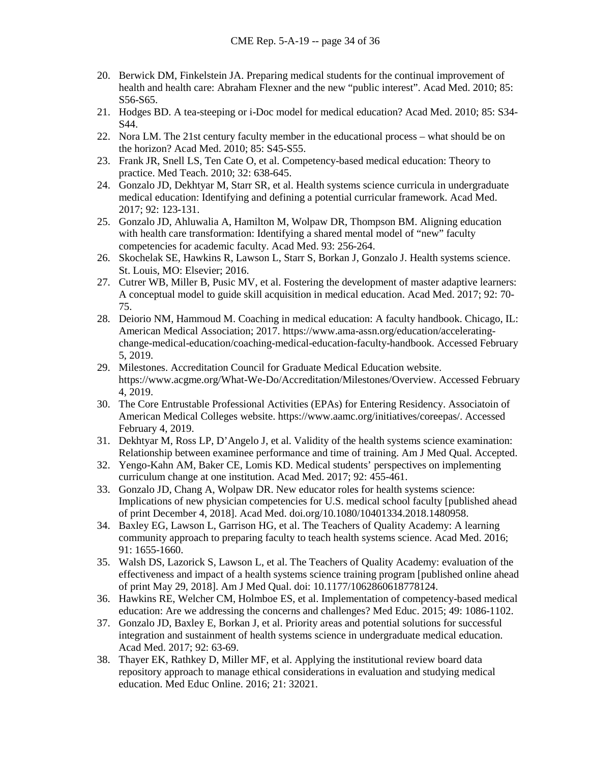20. Berwick DM, Finkelstein JA. Preparing medical students for the continual improvement of health and health care: Abraham Flexner and the new "public interest". Acad Med. 2010; 85: S56-S65.
21. Hodges BD. A tea-steeping or i-Doc model for medical education? Acad Med. 2010; 85: S34-S44.
22. Nora LM. The 21st century faculty member in the educational process – what should be on the horizon? Acad Med. 2010; 85: S45-S55.
23. Frank JR, Snell LS, Ten Cate O, et al. Competency-based medical education: Theory to practice. Med Teach. 2010; 32: 638-645.
24. Gonzalo JD, Dekhtyar M, Starr SR, et al. Health systems science curricula in undergraduate medical education: Identifying and defining a potential curricular framework. Acad Med. 2017; 92: 123-131.
25. Gonzalo JD, Ahluwalia A, Hamilton M, Wolpaw DR, Thompson BM. Aligning education with health care transformation: Identifying a shared mental model of "new" faculty competencies for academic faculty. Acad Med. 93: 256-264.
26. Skochelak SE, Hawkins R, Lawson L, Starr S, Borkan J, Gonzalo J. Health systems science. St. Louis, MO: Elsevier; 2016.
27. Cutrer WB, Miller B, Pusic MV, et al. Fostering the development of master adaptive learners: A conceptual model to guide skill acquisition in medical education. Acad Med. 2017; 92: 70-75.
28. Deiorio NM, Hammoud M. Coaching in medical education: A faculty handbook. Chicago, IL: American Medical Association; 2017. https://www.ama-assn.org/education/accelerating-change-medical-education/coaching-medical-education-faculty-handbook. Accessed February 5, 2019.
29. Milestones. Accreditation Council for Graduate Medical Education website. https://www.acgme.org/What-We-Do/Accreditation/Milestones/Overview. Accessed February 4, 2019.
30. The Core Entrustable Professional Activities (EPAs) for Entering Residency. Associatoin of American Medical Colleges website. https://www.aamc.org/initiatives/coreepas/. Accessed February 4, 2019.
31. Dekhtyar M, Ross LP, D'Angelo J, et al. Validity of the health systems science examination: Relationship between examinee performance and time of training. Am J Med Qual. Accepted.
32. Yengo-Kahn AM, Baker CE, Lomis KD. Medical students' perspectives on implementing curriculum change at one institution. Acad Med. 2017; 92: 455-461.
33. Gonzalo JD, Chang A, Wolpaw DR. New educator roles for health systems science: Implications of new physician competencies for U.S. medical school faculty [published ahead of print December 4, 2018]. Acad Med. doi.org/10.1080/10401334.2018.1480958.
34. Baxley EG, Lawson L, Garrison HG, et al. The Teachers of Quality Academy: A learning community approach to preparing faculty to teach health systems science. Acad Med. 2016; 91: 1655-1660.
35. Walsh DS, Lazorick S, Lawson L, et al. The Teachers of Quality Academy: evaluation of the effectiveness and impact of a health systems science training program [published online ahead of print May 29, 2018]. Am J Med Qual. doi: 10.1177/1062860618778124.
36. Hawkins RE, Welcher CM, Holmboe ES, et al. Implementation of competency-based medical education: Are we addressing the concerns and challenges? Med Educ. 2015; 49: 1086-1102.
37. Gonzalo JD, Baxley E, Borkan J, et al. Priority areas and potential solutions for successful integration and sustainment of health systems science in undergraduate medical education. Acad Med. 2017; 92: 63-69.
38. Thayer EK, Rathkey D, Miller MF, et al. Applying the institutional review board data repository approach to manage ethical considerations in evaluation and studying medical education. Med Educ Online. 2016; 21: 32021.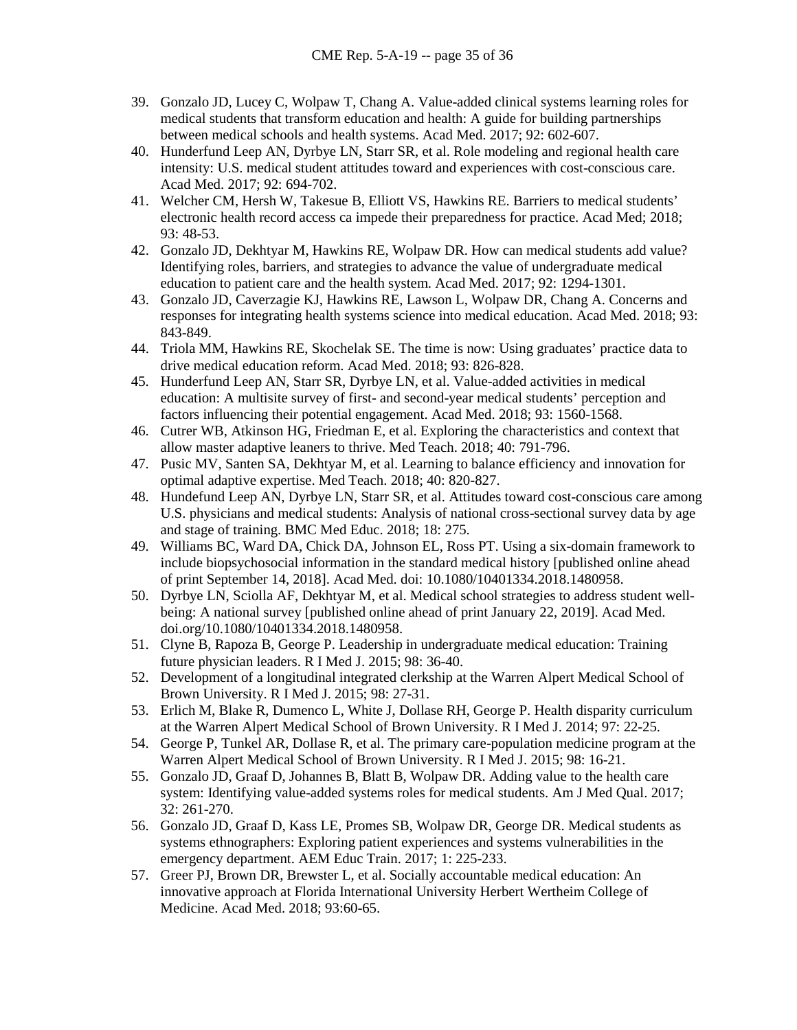39. Gonzalo JD, Lucey C, Wolpaw T, Chang A. Value-added clinical systems learning roles for medical students that transform education and health: A guide for building partnerships between medical schools and health systems. Acad Med. 2017; 92: 602-607.
40. Hunderfund Leep AN, Dyrbye LN, Starr SR, et al. Role modeling and regional health care intensity: U.S. medical student attitudes toward and experiences with cost-conscious care. Acad Med. 2017; 92: 694-702.
41. Welcher CM, Hersh W, Takesue B, Elliott VS, Hawkins RE. Barriers to medical students' electronic health record access ca impede their preparedness for practice. Acad Med; 2018; 93: 48-53.
42. Gonzalo JD, Dekhtyar M, Hawkins RE, Wolpaw DR. How can medical students add value? Identifying roles, barriers, and strategies to advance the value of undergraduate medical education to patient care and the health system. Acad Med. 2017; 92: 1294-1301.
43. Gonzalo JD, Caverzagie KJ, Hawkins RE, Lawson L, Wolpaw DR, Chang A. Concerns and responses for integrating health systems science into medical education. Acad Med. 2018; 93: 843-849.
44. Triola MM, Hawkins RE, Skochelak SE. The time is now: Using graduates' practice data to drive medical education reform. Acad Med. 2018; 93: 826-828.
45. Hunderfund Leep AN, Starr SR, Dyrbye LN, et al. Value-added activities in medical education: A multisite survey of first- and second-year medical students' perception and factors influencing their potential engagement. Acad Med. 2018; 93: 1560-1568.
46. Cutrer WB, Atkinson HG, Friedman E, et al. Exploring the characteristics and context that allow master adaptive leaners to thrive. Med Teach. 2018; 40: 791-796.
47. Pusic MV, Santen SA, Dekhtyar M, et al. Learning to balance efficiency and innovation for optimal adaptive expertise. Med Teach. 2018; 40: 820-827.
48. Hundefund Leep AN, Dyrbye LN, Starr SR, et al. Attitudes toward cost-conscious care among U.S. physicians and medical students: Analysis of national cross-sectional survey data by age and stage of training. BMC Med Educ. 2018; 18: 275.
49. Williams BC, Ward DA, Chick DA, Johnson EL, Ross PT. Using a six-domain framework to include biopsychosocial information in the standard medical history [published online ahead of print September 14, 2018]. Acad Med. doi: 10.1080/10401334.2018.1480958.
50. Dyrbye LN, Sciolla AF, Dekhtyar M, et al. Medical school strategies to address student well-being: A national survey [published online ahead of print January 22, 2019]. Acad Med. doi.org/10.1080/10401334.2018.1480958.
51. Clyne B, Rapoza B, George P. Leadership in undergraduate medical education: Training future physician leaders. R I Med J. 2015; 98: 36-40.
52. Development of a longitudinal integrated clerkship at the Warren Alpert Medical School of Brown University. R I Med J. 2015; 98: 27-31.
53. Erlich M, Blake R, Dumenco L, White J, Dollase RH, George P. Health disparity curriculum at the Warren Alpert Medical School of Brown University. R I Med J. 2014; 97: 22-25.
54. George P, Tunkel AR, Dollase R, et al. The primary care-population medicine program at the Warren Alpert Medical School of Brown University. R I Med J. 2015; 98: 16-21.
55. Gonzalo JD, Graaf D, Johannes B, Blatt B, Wolpaw DR. Adding value to the health care system: Identifying value-added systems roles for medical students. Am J Med Qual. 2017; 32: 261-270.
56. Gonzalo JD, Graaf D, Kass LE, Promes SB, Wolpaw DR, George DR. Medical students as systems ethnographers: Exploring patient experiences and systems vulnerabilities in the emergency department. AEM Educ Train. 2017; 1: 225-233.
57. Greer PJ, Brown DR, Brewster L, et al. Socially accountable medical education: An innovative approach at Florida International University Herbert Wertheim College of Medicine. Acad Med. 2018; 93:60-65.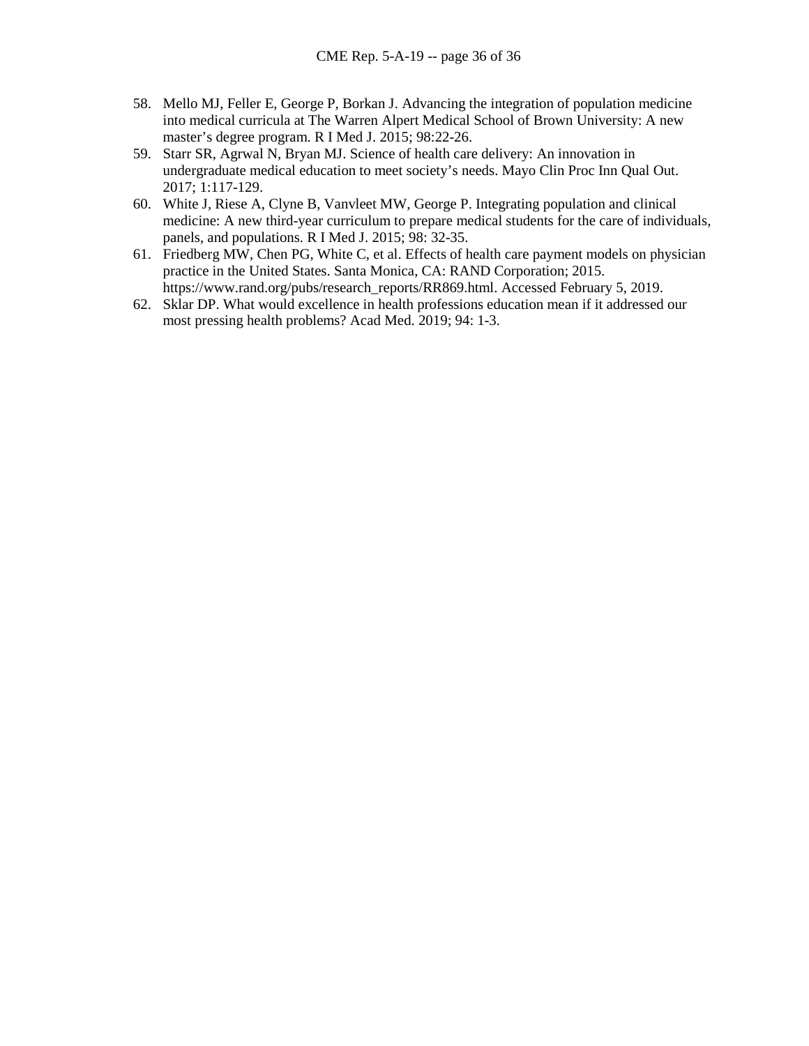58. Mello MJ, Feller E, George P, Borkan J. Advancing the integration of population medicine into medical curricula at The Warren Alpert Medical School of Brown University: A new master's degree program. R I Med J. 2015; 98:22-26.
59. Starr SR, Agrwal N, Bryan MJ. Science of health care delivery: An innovation in undergraduate medical education to meet society's needs. Mayo Clin Proc Inn Qual Out. 2017; 1:117-129.
60. White J, Riese A, Clyne B, Vanvleet MW, George P. Integrating population and clinical medicine: A new third-year curriculum to prepare medical students for the care of individuals, panels, and populations. R I Med J. 2015; 98: 32-35.
61. Friedberg MW, Chen PG, White C, et al. Effects of health care payment models on physician practice in the United States. Santa Monica, CA: RAND Corporation; 2015. https://www.rand.org/pubs/research_reports/RR869.html. Accessed February 5, 2019.
62. Sklar DP. What would excellence in health professions education mean if it addressed our most pressing health problems? Acad Med. 2019; 94: 1-3.